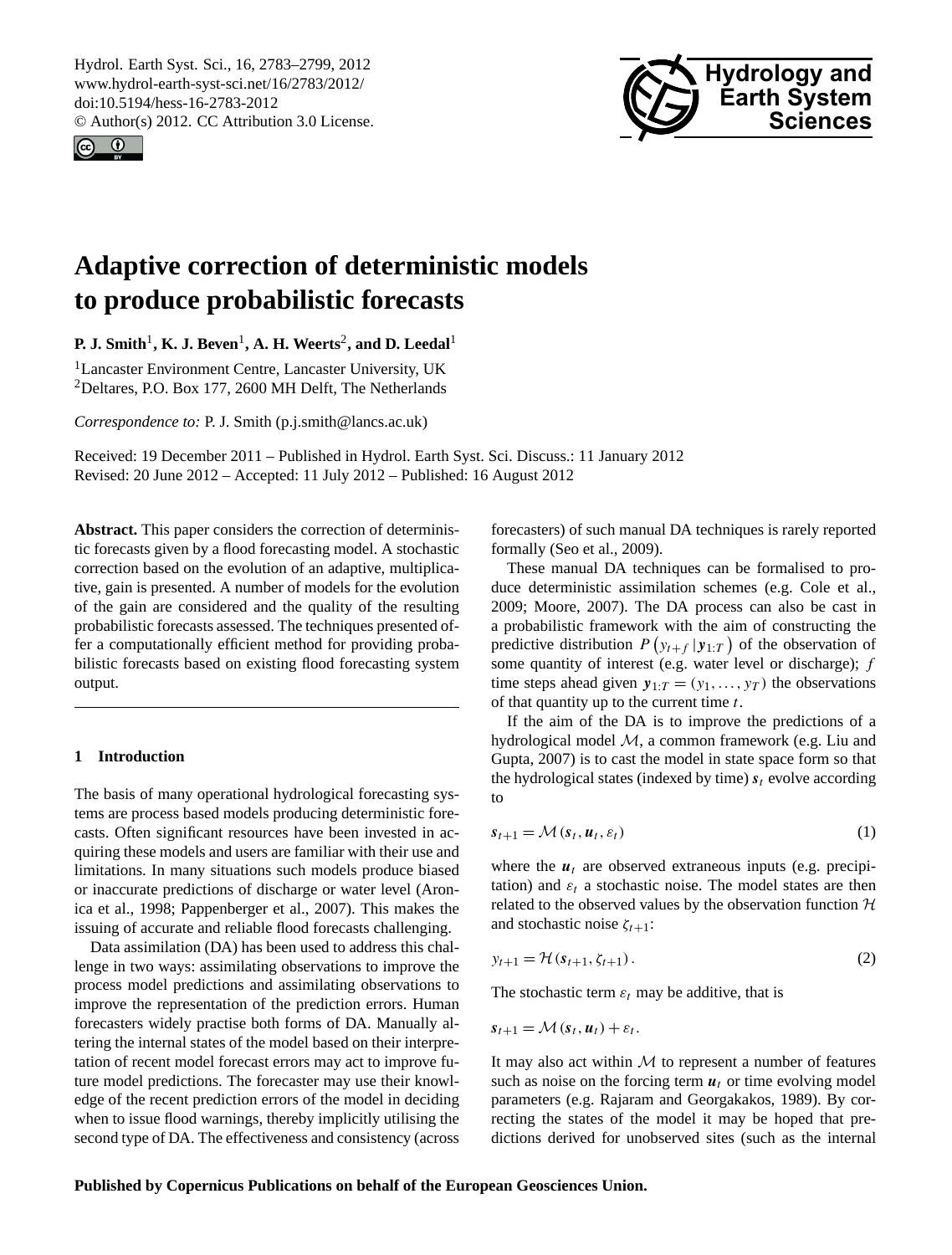# Adaptive correction of deterministic models to produce probabilistic forecasts

**P. J. Smith**[1], **K. J. Beven**[1], **A. H. Weerts**[2], **and D. Leedal**[1]

[1]Lancaster Environment Centre, Lancaster University, UK
[2]Deltares, P.O. Box 177, 2600 MH Delft, The Netherlands

*Correspondence to:* P. J. Smith (p.j.smith@lancs.ac.uk)

Received: 19 December 2011 – Published in Hydrol. Earth Syst. Sci. Discuss.: 11 January 2012
Revised: 20 June 2012 – Accepted: 11 July 2012 – Published: 16 August 2012

**Abstract.** This paper considers the correction of deterministic forecasts given by a flood forecasting model. A stochastic correction based on the evolution of an adaptive, multiplicative, gain is presented. A number of models for the evolution of the gain are considered and the quality of the resulting probabilistic forecasts assessed. The techniques presented offer a computationally efficient method for providing probabilistic forecasts based on existing flood forecasting system output.

## 1 Introduction

The basis of many operational hydrological forecasting systems are process based models producing deterministic forecasts. Often significant resources have been invested in acquiring these models and users are familiar with their use and limitations. In many situations such models produce biased or inaccurate predictions of discharge or water level (Aronica et al., 1998; Pappenberger et al., 2007). This makes the issuing of accurate and reliable flood forecasts challenging.

Data assimilation (DA) has been used to address this challenge in two ways: assimilating observations to improve the process model predictions and assimilating observations to improve the representation of the prediction errors. Human forecasters widely practise both forms of DA. Manually altering the internal states of the model based on their interpretation of recent model forecast errors may act to improve future model predictions. The forecaster may use their knowledge of the recent prediction errors of the model in deciding when to issue flood warnings, thereby implicitly utilising the second type of DA. The effectiveness and consistency (across forecasters) of such manual DA techniques is rarely reported formally (Seo et al., 2009).

These manual DA techniques can be formalised to produce deterministic assimilation schemes (e.g. Cole et al., 2009; Moore, 2007). The DA process can also be cast in a probabilistic framework with the aim of constructing the predictive distribution $P\left(y_{t+f}\,|\,\boldsymbol{y}_{1:T}\right)$ of the observation of some quantity of interest (e.g. water level or discharge); $f$ time steps ahead given $\boldsymbol{y}_{1:T} = (y_1, \ldots, y_T)$ the observations of that quantity up to the current time $t$.

If the aim of the DA is to improve the predictions of a hydrological model $\mathcal{M}$, a common framework (e.g. Liu and Gupta, 2007) is to cast the model in state space form so that the hydrological states (indexed by time) $\boldsymbol{s}_t$ evolve according to

$$\boldsymbol{s}_{t+1} = \mathcal{M}\left(\boldsymbol{s}_t, \boldsymbol{u}_t, \varepsilon_t\right) \tag{1}$$

where the $\boldsymbol{u}_t$ are observed extraneous inputs (e.g. precipitation) and $\varepsilon_t$ a stochastic noise. The model states are then related to the observed values by the observation function $\mathcal{H}$ and stochastic noise $\zeta_{t+1}$:

$$y_{t+1} = \mathcal{H}\left(\boldsymbol{s}_{t+1}, \zeta_{t+1}\right). \tag{2}$$

The stochastic term $\varepsilon_t$ may be additive, that is

$$\boldsymbol{s}_{t+1} = \mathcal{M}\left(\boldsymbol{s}_t, \boldsymbol{u}_t\right) + \varepsilon_t.$$

It may also act within $\mathcal{M}$ to represent a number of features such as noise on the forcing term $\boldsymbol{u}_t$ or time evolving model parameters (e.g. Rajaram and Georgakakos, 1989). By correcting the states of the model it may be hoped that predictions derived for unobserved sites (such as the internal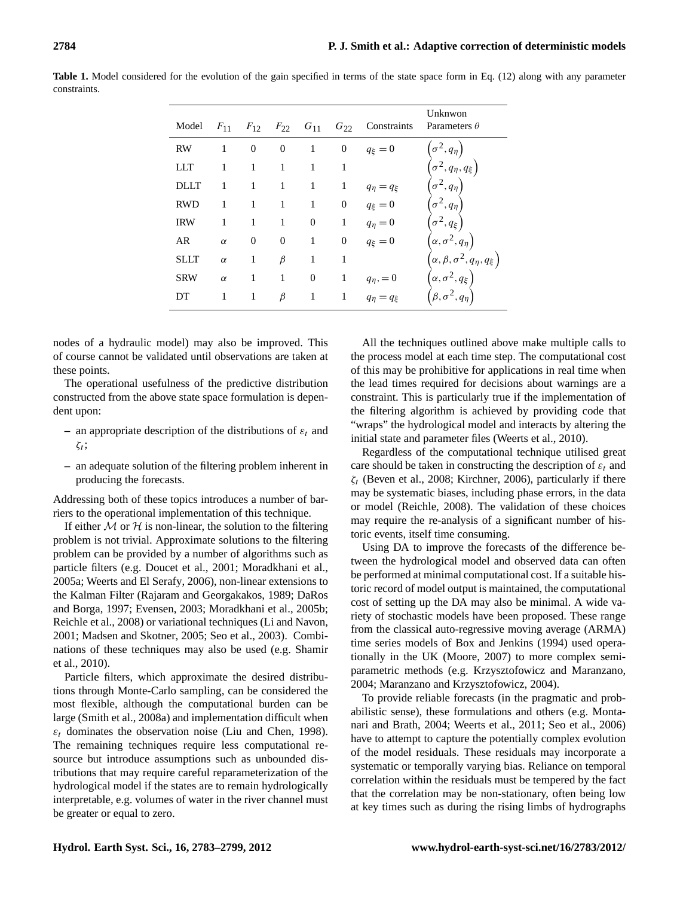**Table 1.** Model considered for the evolution of the gain specified in terms of the state space form in Eq. (12) along with any parameter constraints.

| Model | $F_{11}$ | $F_{12}$ | $F_{22}$ | $G_{11}$ | $G_{22}$ | Constraints | Unknwon Parameters $\theta$ |
|---|---|---|---|---|---|---|---|
| RW | 1 | 0 | 0 | 1 | 0 | $q_\xi = 0$ | $\left(\sigma^2, q_\eta\right)$ |
| LLT | 1 | 1 | 1 | 1 | 1 | | $\left(\sigma^2, q_\eta, q_\xi\right)$ |
| DLLT | 1 | 1 | 1 | 1 | 1 | $q_\eta = q_\xi$ | $\left(\sigma^2, q_\eta\right)$ |
| RWD | 1 | 1 | 1 | 1 | 0 | $q_\xi = 0$ | $\left(\sigma^2, q_\eta\right)$ |
| IRW | 1 | 1 | 1 | 0 | 1 | $q_\eta = 0$ | $\left(\sigma^2, q_\xi\right)$ |
| AR | $\alpha$ | 0 | 0 | 1 | 0 | $q_\xi = 0$ | $\left(\alpha, \sigma^2, q_\eta\right)$ |
| SLLT | $\alpha$ | 1 | $\beta$ | 1 | 1 | | $\left(\alpha, \beta, \sigma^2, q_\eta, q_\xi\right)$ |
| SRW | $\alpha$ | 1 | 1 | 0 | 1 | $q_\eta, = 0$ | $\left(\alpha, \sigma^2, q_\xi\right)$ |
| DT | 1 | 1 | $\beta$ | 1 | 1 | $q_\eta = q_\xi$ | $\left(\beta, \sigma^2, q_\eta\right)$ |

nodes of a hydraulic model) may also be improved. This of course cannot be validated until observations are taken at these points.

The operational usefulness of the predictive distribution constructed from the above state space formulation is dependent upon:

- an appropriate description of the distributions of $\varepsilon_t$ and $\zeta_t$;
- an adequate solution of the filtering problem inherent in producing the forecasts.

Addressing both of these topics introduces a number of barriers to the operational implementation of this technique.

If either $\mathcal{M}$ or $\mathcal{H}$ is non-linear, the solution to the filtering problem is not trivial. Approximate solutions to the filtering problem can be provided by a number of algorithms such as particle filters (e.g. Doucet et al., 2001; Moradkhani et al., 2005a; Weerts and El Serafy, 2006), non-linear extensions to the Kalman Filter (Rajaram and Georgakakos, 1989; DaRos and Borga, 1997; Evensen, 2003; Moradkhani et al., 2005b; Reichle et al., 2008) or variational techniques (Li and Navon, 2001; Madsen and Skotner, 2005; Seo et al., 2003). Combinations of these techniques may also be used (e.g. Shamir et al., 2010).

Particle filters, which approximate the desired distributions through Monte-Carlo sampling, can be considered the most flexible, although the computational burden can be large (Smith et al., 2008a) and implementation difficult when $\varepsilon_t$ dominates the observation noise (Liu and Chen, 1998). The remaining techniques require less computational resource but introduce assumptions such as unbounded distributions that may require careful reparameterization of the hydrological model if the states are to remain hydrologically interpretable, e.g. volumes of water in the river channel must be greater or equal to zero.

All the techniques outlined above make multiple calls to the process model at each time step. The computational cost of this may be prohibitive for applications in real time when the lead times required for decisions about warnings are a constraint. This is particularly true if the implementation of the filtering algorithm is achieved by providing code that "wraps" the hydrological model and interacts by altering the initial state and parameter files (Weerts et al., 2010).

Regardless of the computational technique utilised great care should be taken in constructing the description of $\varepsilon_t$ and $\zeta_t$ (Beven et al., 2008; Kirchner, 2006), particularly if there may be systematic biases, including phase errors, in the data or model (Reichle, 2008). The validation of these choices may require the re-analysis of a significant number of historic events, itself time consuming.

Using DA to improve the forecasts of the difference between the hydrological model and observed data can often be performed at minimal computational cost. If a suitable historic record of model output is maintained, the computational cost of setting up the DA may also be minimal. A wide variety of stochastic models have been proposed. These range from the classical auto-regressive moving average (ARMA) time series models of Box and Jenkins (1994) used operationally in the UK (Moore, 2007) to more complex semi-parametric methods (e.g. Krzysztofowicz and Maranzano, 2004; Maranzano and Krzysztofowicz, 2004).

To provide reliable forecasts (in the pragmatic and probabilistic sense), these formulations and others (e.g. Montanari and Brath, 2004; Weerts et al., 2011; Seo et al., 2006) have to attempt to capture the potentially complex evolution of the model residuals. These residuals may incorporate a systematic or temporally varying bias. Reliance on temporal correlation within the residuals must be tempered by the fact that the correlation may be non-stationary, often being low at key times such as during the rising limbs of hydrographs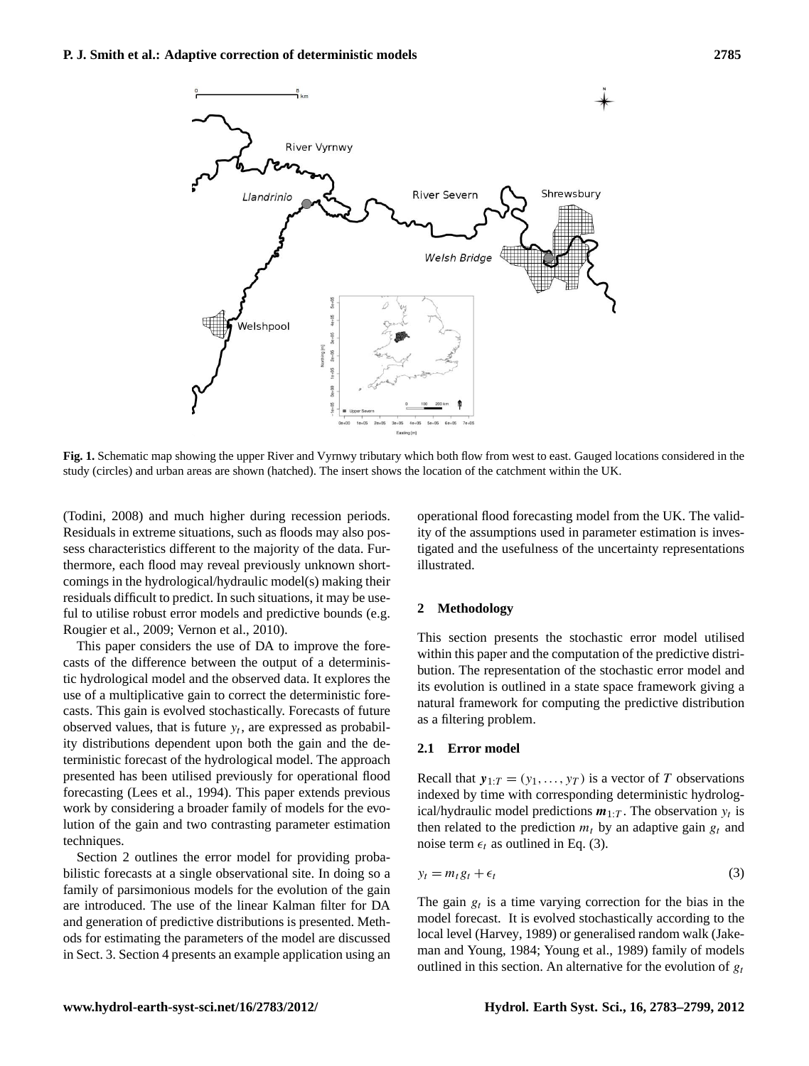**Fig. 1.** Schematic map showing the upper River and Vyrnwy tributary which both flow from west to east. Gauged locations considered in the study (circles) and urban areas are shown (hatched). The insert shows the location of the catchment within the UK.

(Todini, 2008) and much higher during recession periods. Residuals in extreme situations, such as floods may also possess characteristics different to the majority of the data. Furthermore, each flood may reveal previously unknown shortcomings in the hydrological/hydraulic model(s) making their residuals difficult to predict. In such situations, it may be useful to utilise robust error models and predictive bounds (e.g. Rougier et al., 2009; Vernon et al., 2010).

This paper considers the use of DA to improve the forecasts of the difference between the output of a deterministic hydrological model and the observed data. It explores the use of a multiplicative gain to correct the deterministic forecasts. This gain is evolved stochastically. Forecasts of future observed values, that is future $y_t$, are expressed as probability distributions dependent upon both the gain and the deterministic forecast of the hydrological model. The approach presented has been utilised previously for operational flood forecasting (Lees et al., 1994). This paper extends previous work by considering a broader family of models for the evolution of the gain and two contrasting parameter estimation techniques.

Section 2 outlines the error model for providing probabilistic forecasts at a single observational site. In doing so a family of parsimonious models for the evolution of the gain are introduced. The use of the linear Kalman filter for DA and generation of predictive distributions is presented. Methods for estimating the parameters of the model are discussed in Sect. 3. Section 4 presents an example application using an operational flood forecasting model from the UK. The validity of the assumptions used in parameter estimation is investigated and the usefulness of the uncertainty representations illustrated.

## 2 Methodology

This section presents the stochastic error model utilised within this paper and the computation of the predictive distribution. The representation of the stochastic error model and its evolution is outlined in a state space framework giving a natural framework for computing the predictive distribution as a filtering problem.

### 2.1 Error model

Recall that $\boldsymbol{y}_{1:T} = (y_1, \ldots, y_T)$ is a vector of $T$ observations indexed by time with corresponding deterministic hydrological/hydraulic model predictions $\boldsymbol{m}_{1:T}$. The observation $y_t$ is then related to the prediction $m_t$ by an adaptive gain $g_t$ and noise term $\epsilon_t$ as outlined in Eq. (3).

$$y_t = m_t g_t + \epsilon_t \tag{3}$$

The gain $g_t$ is a time varying correction for the bias in the model forecast. It is evolved stochastically according to the local level (Harvey, 1989) or generalised random walk (Jakeman and Young, 1984; Young et al., 1989) family of models outlined in this section. An alternative for the evolution of $g_t$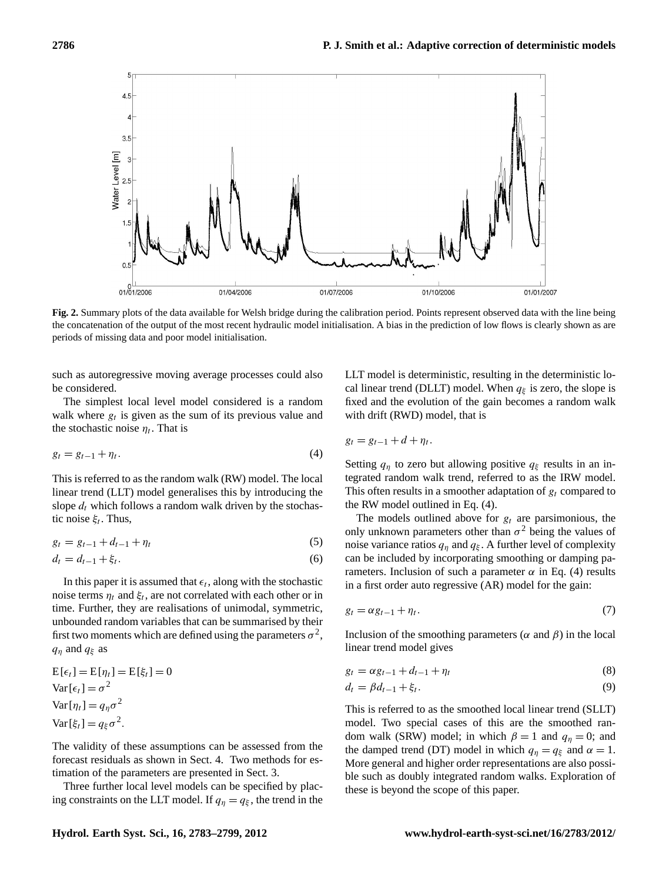**Fig. 2.** Summary plots of the data available for Welsh bridge during the calibration period. Points represent observed data with the line being the concatenation of the output of the most recent hydraulic model initialisation. A bias in the prediction of low flows is clearly shown as are periods of missing data and poor model initialisation.

such as autoregressive moving average processes could also be considered.

The simplest local level model considered is a random walk where $g_t$ is given as the sum of its previous value and the stochastic noise $\eta_t$. That is

$$g_t = g_{t-1} + \eta_t. \tag{4}$$

This is referred to as the random walk (RW) model. The local linear trend (LLT) model generalises this by introducing the slope $d_t$ which follows a random walk driven by the stochastic noise $\xi_t$. Thus,

$$g_t = g_{t-1} + d_{t-1} + \eta_t \tag{5}$$

$$d_t = d_{t-1} + \xi_t. \tag{6}$$

In this paper it is assumed that $\epsilon_t$, along with the stochastic noise terms $\eta_t$ and $\xi_t$, are not correlated with each other or in time. Further, they are realisations of unimodal, symmetric, unbounded random variables that can be summarised by their first two moments which are defined using the parameters $\sigma^2$, $q_\eta$ and $q_\xi$ as

$$\mathrm{E}[\epsilon_t] = \mathrm{E}[\eta_t] = \mathrm{E}[\xi_t] = 0$$
$$\mathrm{Var}[\epsilon_t] = \sigma^2$$
$$\mathrm{Var}[\eta_t] = q_\eta \sigma^2$$
$$\mathrm{Var}[\xi_t] = q_\xi \sigma^2.$$

The validity of these assumptions can be assessed from the forecast residuals as shown in Sect. 4. Two methods for estimation of the parameters are presented in Sect. 3.

Three further local level models can be specified by placing constraints on the LLT model. If $q_\eta = q_\xi$, the trend in the LLT model is deterministic, resulting in the deterministic local linear trend (DLLT) model. When $q_\xi$ is zero, the slope is fixed and the evolution of the gain becomes a random walk with drift (RWD) model, that is

$$g_t = g_{t-1} + d + \eta_t.$$

Setting $q_\eta$ to zero but allowing positive $q_\xi$ results in an integrated random walk trend, referred to as the IRW model. This often results in a smoother adaptation of $g_t$ compared to the RW model outlined in Eq. (4).

The models outlined above for $g_t$ are parsimonious, the only unknown parameters other than $\sigma^2$ being the values of noise variance ratios $q_\eta$ and $q_\xi$. A further level of complexity can be included by incorporating smoothing or damping parameters. Inclusion of such a parameter $\alpha$ in Eq. (4) results in a first order auto regressive (AR) model for the gain:

$$g_t = \alpha g_{t-1} + \eta_t. \tag{7}$$

Inclusion of the smoothing parameters ($\alpha$ and $\beta$) in the local linear trend model gives

$$g_t = \alpha g_{t-1} + d_{t-1} + \eta_t \tag{8}$$

$$d_t = \beta d_{t-1} + \xi_t. \tag{9}$$

This is referred to as the smoothed local linear trend (SLLT) model. Two special cases of this are the smoothed random walk (SRW) model; in which $\beta = 1$ and $q_\eta = 0$; and the damped trend (DT) model in which $q_\eta = q_\xi$ and $\alpha = 1$. More general and higher order representations are also possible such as doubly integrated random walks. Exploration of these is beyond the scope of this paper.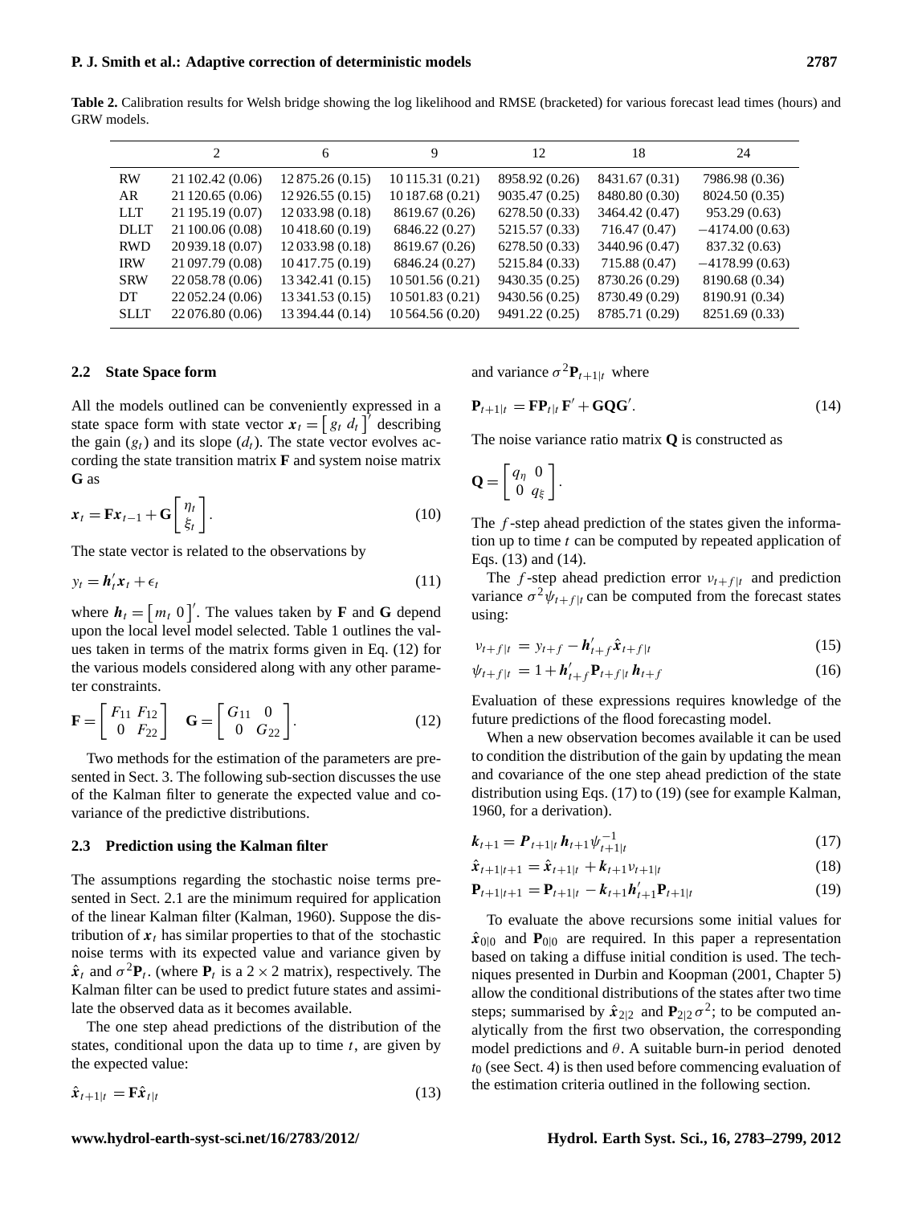**Table 2.** Calibration results for Welsh bridge showing the log likelihood and RMSE (bracketed) for various forecast lead times (hours) and GRW models.

| | 2 | 6 | 9 | 12 | 18 | 24 |
|---|---|---|---|---|---|---|
| RW | 21 102.42 (0.06) | 12 875.26 (0.15) | 10 115.31 (0.21) | 8958.92 (0.26) | 8431.67 (0.31) | 7986.98 (0.36) |
| AR | 21 120.65 (0.06) | 12 926.55 (0.15) | 10 187.68 (0.21) | 9035.47 (0.25) | 8480.80 (0.30) | 8024.50 (0.35) |
| LLT | 21 195.19 (0.07) | 12 033.98 (0.18) | 8619.67 (0.26) | 6278.50 (0.33) | 3464.42 (0.47) | 953.29 (0.63) |
| DLLT | 21 100.06 (0.08) | 10 418.60 (0.19) | 6846.22 (0.27) | 5215.57 (0.33) | 716.47 (0.47) | −4174.00 (0.63) |
| RWD | 20 939.18 (0.07) | 12 033.98 (0.18) | 8619.67 (0.26) | 6278.50 (0.33) | 3440.96 (0.47) | 837.32 (0.63) |
| IRW | 21 097.79 (0.08) | 10 417.75 (0.19) | 6846.24 (0.27) | 5215.84 (0.33) | 715.88 (0.47) | −4178.99 (0.63) |
| SRW | 22 058.78 (0.06) | 13 342.41 (0.15) | 10 501.56 (0.21) | 9430.35 (0.25) | 8730.26 (0.29) | 8190.68 (0.34) |
| DT | 22 052.24 (0.06) | 13 341.53 (0.15) | 10 501.83 (0.21) | 9430.56 (0.25) | 8730.49 (0.29) | 8190.91 (0.34) |
| SLLT | 22 076.80 (0.06) | 13 394.44 (0.14) | 10 564.56 (0.20) | 9491.22 (0.25) | 8785.71 (0.29) | 8251.69 (0.33) |

### 2.2 State Space form

All the models outlined can be conveniently expressed in a state space form with state vector $\boldsymbol{x}_t = \left[\, g_t \; d_t \,\right]'$ describing the gain ($g_t$) and its slope ($d_t$). The state vector evolves according the state transition matrix $\mathbf{F}$ and system noise matrix $\mathbf{G}$ as

$$\boldsymbol{x}_t = \mathbf{F}\boldsymbol{x}_{t-1} + \mathbf{G}\begin{bmatrix} \eta_t \\ \xi_t \end{bmatrix}. \tag{10}$$

The state vector is related to the observations by

$$y_t = \boldsymbol{h}_t' \boldsymbol{x}_t + \epsilon_t \tag{11}$$

where $\boldsymbol{h}_t = \left[\, m_t \; 0 \,\right]'$. The values taken by $\mathbf{F}$ and $\mathbf{G}$ depend upon the local level model selected. Table 1 outlines the values taken in terms of the matrix forms given in Eq. (12) for the various models considered along with any other parameter constraints.

$$\mathbf{F} = \begin{bmatrix} F_{11} & F_{12} \\ 0 & F_{22} \end{bmatrix} \quad \mathbf{G} = \begin{bmatrix} G_{11} & 0 \\ 0 & G_{22} \end{bmatrix}. \tag{12}$$

Two methods for the estimation of the parameters are presented in Sect. 3. The following sub-section discusses the use of the Kalman filter to generate the expected value and covariance of the predictive distributions.

### 2.3 Prediction using the Kalman filter

The assumptions regarding the stochastic noise terms presented in Sect. 2.1 are the minimum required for application of the linear Kalman filter (Kalman, 1960). Suppose the distribution of $\boldsymbol{x}_t$ has similar properties to that of the stochastic noise terms with its expected value and variance given by $\hat{\boldsymbol{x}}_t$ and $\sigma^2\mathbf{P}_t$. (where $\mathbf{P}_t$ is a $2 \times 2$ matrix), respectively. The Kalman filter can be used to predict future states and assimilate the observed data as it becomes available.

The one step ahead predictions of the distribution of the states, conditional upon the data up to time $t$, are given by the expected value:

$$\hat{\boldsymbol{x}}_{t+1|t} = \mathbf{F}\hat{\boldsymbol{x}}_{t|t} \tag{13}$$

and variance $\sigma^2\mathbf{P}_{t+1|t}$ where

$$\mathbf{P}_{t+1|t} = \mathbf{F}\mathbf{P}_{t|t}\mathbf{F}' + \mathbf{G}\mathbf{Q}\mathbf{G}'. \tag{14}$$

The noise variance ratio matrix $\mathbf{Q}$ is constructed as

$$\mathbf{Q} = \begin{bmatrix} q_\eta & 0 \\ 0 & q_\xi \end{bmatrix}.$$

The $f$-step ahead prediction of the states given the information up to time $t$ can be computed by repeated application of Eqs. (13) and (14).

The $f$-step ahead prediction error $\nu_{t+f|t}$ and prediction variance $\sigma^2\psi_{t+f|t}$ can be computed from the forecast states using:

$$\nu_{t+f|t} = y_{t+f} - \boldsymbol{h}_{t+f}'\hat{\boldsymbol{x}}_{t+f|t} \tag{15}$$

$$\psi_{t+f|t} = 1 + \boldsymbol{h}_{t+f}'\mathbf{P}_{t+f|t}\boldsymbol{h}_{t+f} \tag{16}$$

Evaluation of these expressions requires knowledge of the future predictions of the flood forecasting model.

When a new observation becomes available it can be used to condition the distribution of the gain by updating the mean and covariance of the one step ahead prediction of the state distribution using Eqs. (17) to (19) (see for example Kalman, 1960, for a derivation).

$$\boldsymbol{k}_{t+1} = \boldsymbol{P}_{t+1|t}\boldsymbol{h}_{t+1}\psi_{t+1|t}^{-1} \tag{17}$$

$$\hat{\boldsymbol{x}}_{t+1|t+1} = \hat{\boldsymbol{x}}_{t+1|t} + \boldsymbol{k}_{t+1}\nu_{t+1|t} \tag{18}$$

$$\mathbf{P}_{t+1|t+1} = \mathbf{P}_{t+1|t} - \boldsymbol{k}_{t+1}\boldsymbol{h}_{t+1}'\mathbf{P}_{t+1|t} \tag{19}$$

To evaluate the above recursions some initial values for $\hat{\boldsymbol{x}}_{0|0}$ and $\mathbf{P}_{0|0}$ are required. In this paper a representation based on taking a diffuse initial condition is used. The techniques presented in Durbin and Koopman (2001, Chapter 5) allow the conditional distributions of the states after two time steps; summarised by $\hat{\boldsymbol{x}}_{2|2}$ and $\mathbf{P}_{2|2}\sigma^2$; to be computed analytically from the first two observation, the corresponding model predictions and $\theta$. A suitable burn-in period denoted $t_0$ (see Sect. 4) is then used before commencing evaluation of the estimation criteria outlined in the following section.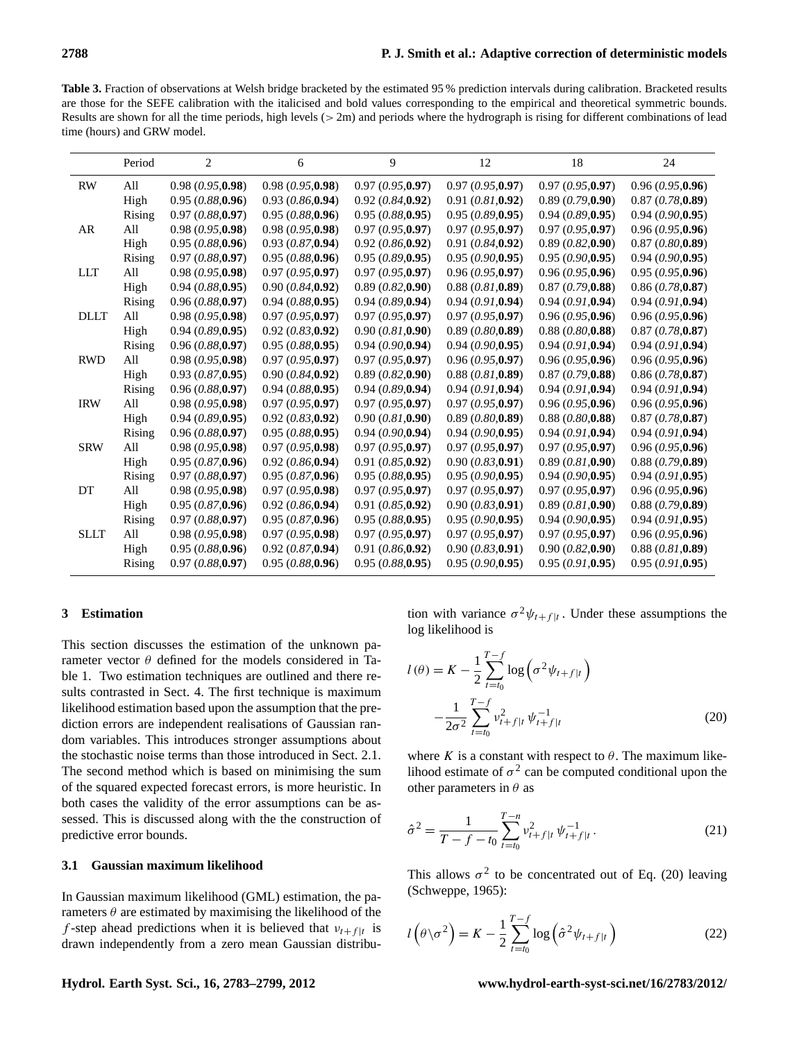**Table 3.** Fraction of observations at Welsh bridge bracketed by the estimated 95 % prediction intervals during calibration. Bracketed results are those for the SEFE calibration with the italicised and bold values corresponding to the empirical and theoretical symmetric bounds. Results are shown for all the time periods, high levels (> 2m) and periods where the hydrograph is rising for different combinations of lead time (hours) and GRW model.

| | Period | 2 | 6 | 9 | 12 | 18 | 24 |
|---|---|---|---|---|---|---|---|
| RW | All | 0.98 (*0.95*,**0.98**) | 0.98 (*0.95*,**0.98**) | 0.97 (*0.95*,**0.97**) | 0.97 (*0.95*,**0.97**) | 0.97 (*0.95*,**0.97**) | 0.96 (*0.95*,**0.96**) |
| | High | 0.95 (*0.88*,**0.96**) | 0.93 (*0.86*,**0.94**) | 0.92 (*0.84*,**0.92**) | 0.91 (*0.81*,**0.92**) | 0.89 (*0.79*,**0.90**) | 0.87 (*0.78*,**0.89**) |
| | Rising | 0.97 (*0.88*,**0.97**) | 0.95 (*0.88*,**0.96**) | 0.95 (*0.88*,**0.95**) | 0.95 (*0.89*,**0.95**) | 0.94 (*0.89*,**0.95**) | 0.94 (*0.90*,**0.95**) |
| AR | All | 0.98 (*0.95*,**0.98**) | 0.98 (*0.95*,**0.98**) | 0.97 (*0.95*,**0.97**) | 0.97 (*0.95*,**0.97**) | 0.97 (*0.95*,**0.97**) | 0.96 (*0.95*,**0.96**) |
| | High | 0.95 (*0.88*,**0.96**) | 0.93 (*0.87*,**0.94**) | 0.92 (*0.86*,**0.92**) | 0.91 (*0.84*,**0.92**) | 0.89 (*0.82*,**0.90**) | 0.87 (*0.80*,**0.89**) |
| | Rising | 0.97 (*0.88*,**0.97**) | 0.95 (*0.88*,**0.96**) | 0.95 (*0.89*,**0.95**) | 0.95 (*0.90*,**0.95**) | 0.95 (*0.90*,**0.95**) | 0.94 (*0.90*,**0.95**) |
| LLT | All | 0.98 (*0.95*,**0.98**) | 0.97 (*0.95*,**0.97**) | 0.97 (*0.95*,**0.97**) | 0.96 (*0.95*,**0.97**) | 0.96 (*0.95*,**0.96**) | 0.95 (*0.95*,**0.96**) |
| | High | 0.94 (*0.88*,**0.95**) | 0.90 (*0.84*,**0.92**) | 0.89 (*0.82*,**0.90**) | 0.88 (*0.81*,**0.89**) | 0.87 (*0.79*,**0.88**) | 0.86 (*0.78*,**0.87**) |
| | Rising | 0.96 (*0.88*,**0.97**) | 0.94 (*0.88*,**0.95**) | 0.94 (*0.89*,**0.94**) | 0.94 (*0.91*,**0.94**) | 0.94 (*0.91*,**0.94**) | 0.94 (*0.91*,**0.94**) |
| DLLT | All | 0.98 (*0.95*,**0.98**) | 0.97 (*0.95*,**0.97**) | 0.97 (*0.95*,**0.97**) | 0.97 (*0.95*,**0.97**) | 0.96 (*0.95*,**0.96**) | 0.96 (*0.95*,**0.96**) |
| | High | 0.94 (*0.89*,**0.95**) | 0.92 (*0.83*,**0.92**) | 0.90 (*0.81*,**0.90**) | 0.89 (*0.80*,**0.89**) | 0.88 (*0.80*,**0.88**) | 0.87 (*0.78*,**0.87**) |
| | Rising | 0.96 (*0.88*,**0.97**) | 0.95 (*0.88*,**0.95**) | 0.94 (*0.90*,**0.94**) | 0.94 (*0.90*,**0.95**) | 0.94 (*0.91*,**0.94**) | 0.94 (*0.91*,**0.94**) |
| RWD | All | 0.98 (*0.95*,**0.98**) | 0.97 (*0.95*,**0.97**) | 0.97 (*0.95*,**0.97**) | 0.96 (*0.95*,**0.97**) | 0.96 (*0.95*,**0.96**) | 0.96 (*0.95*,**0.96**) |
| | High | 0.93 (*0.87*,**0.95**) | 0.90 (*0.84*,**0.92**) | 0.89 (*0.82*,**0.90**) | 0.88 (*0.81*,**0.89**) | 0.87 (*0.79*,**0.88**) | 0.86 (*0.78*,**0.87**) |
| | Rising | 0.96 (*0.88*,**0.97**) | 0.94 (*0.88*,**0.95**) | 0.94 (*0.89*,**0.94**) | 0.94 (*0.91*,**0.94**) | 0.94 (*0.91*,**0.94**) | 0.94 (*0.91*,**0.94**) |
| IRW | All | 0.98 (*0.95*,**0.98**) | 0.97 (*0.95*,**0.97**) | 0.97 (*0.95*,**0.97**) | 0.97 (*0.95*,**0.97**) | 0.96 (*0.95*,**0.96**) | 0.96 (*0.95*,**0.96**) |
| | High | 0.94 (*0.89*,**0.95**) | 0.92 (*0.83*,**0.92**) | 0.90 (*0.81*,**0.90**) | 0.89 (*0.80*,**0.89**) | 0.88 (*0.80*,**0.88**) | 0.87 (*0.78*,**0.87**) |
| | Rising | 0.96 (*0.88*,**0.97**) | 0.95 (*0.88*,**0.95**) | 0.94 (*0.90*,**0.94**) | 0.94 (*0.90*,**0.95**) | 0.94 (*0.91*,**0.94**) | 0.94 (*0.91*,**0.94**) |
| SRW | All | 0.98 (*0.95*,**0.98**) | 0.97 (*0.95*,**0.98**) | 0.97 (*0.95*,**0.97**) | 0.97 (*0.95*,**0.97**) | 0.97 (*0.95*,**0.97**) | 0.96 (*0.95*,**0.96**) |
| | High | 0.95 (*0.87*,**0.96**) | 0.92 (*0.86*,**0.94**) | 0.91 (*0.85*,**0.92**) | 0.90 (*0.83*,**0.91**) | 0.89 (*0.81*,**0.90**) | 0.88 (*0.79*,**0.89**) |
| | Rising | 0.97 (*0.88*,**0.97**) | 0.95 (*0.87*,**0.96**) | 0.95 (*0.88*,**0.95**) | 0.95 (*0.90*,**0.95**) | 0.94 (*0.90*,**0.95**) | 0.94 (*0.91*,**0.95**) |
| DT | All | 0.98 (*0.95*,**0.98**) | 0.97 (*0.95*,**0.98**) | 0.97 (*0.95*,**0.97**) | 0.97 (*0.95*,**0.97**) | 0.97 (*0.95*,**0.97**) | 0.96 (*0.95*,**0.96**) |
| | High | 0.95 (*0.87*,**0.96**) | 0.92 (*0.86*,**0.94**) | 0.91 (*0.85*,**0.92**) | 0.90 (*0.83*,**0.91**) | 0.89 (*0.81*,**0.90**) | 0.88 (*0.79*,**0.89**) |
| | Rising | 0.97 (*0.88*,**0.97**) | 0.95 (*0.87*,**0.96**) | 0.95 (*0.88*,**0.95**) | 0.95 (*0.90*,**0.95**) | 0.94 (*0.90*,**0.95**) | 0.94 (*0.91*,**0.95**) |
| SLLT | All | 0.98 (*0.95*,**0.98**) | 0.97 (*0.95*,**0.98**) | 0.97 (*0.95*,**0.97**) | 0.97 (*0.95*,**0.97**) | 0.97 (*0.95*,**0.97**) | 0.96 (*0.95*,**0.96**) |
| | High | 0.95 (*0.88*,**0.96**) | 0.92 (*0.87*,**0.94**) | 0.91 (*0.86*,**0.92**) | 0.90 (*0.83*,**0.91**) | 0.90 (*0.82*,**0.90**) | 0.88 (*0.81*,**0.89**) |
| | Rising | 0.97 (*0.88*,**0.97**) | 0.95 (*0.88*,**0.96**) | 0.95 (*0.88*,**0.95**) | 0.95 (*0.90*,**0.95**) | 0.95 (*0.91*,**0.95**) | 0.95 (*0.91*,**0.95**) |

## 3 Estimation

This section discusses the estimation of the unknown parameter vector $\theta$ defined for the models considered in Table 1. Two estimation techniques are outlined and there results contrasted in Sect. 4. The first technique is maximum likelihood estimation based upon the assumption that the prediction errors are independent realisations of Gaussian random variables. This introduces stronger assumptions about the stochastic noise terms than those introduced in Sect. 2.1. The second method which is based on minimising the sum of the squared expected forecast errors, is more heuristic. In both cases the validity of the error assumptions can be assessed. This is discussed along with the the construction of predictive error bounds.

### 3.1 Gaussian maximum likelihood

In Gaussian maximum likelihood (GML) estimation, the parameters $\theta$ are estimated by maximising the likelihood of the $f$-step ahead predictions when it is believed that $\nu_{t+f|t}$ is drawn independently from a zero mean Gaussian distribution with variance $\sigma^2\psi_{t+f|t}$. Under these assumptions the log likelihood is

$$
l(\theta) = K - \frac{1}{2}\sum_{t=t_0}^{T-f}\log\left(\sigma^2\psi_{t+f|t}\right) - \frac{1}{2\sigma^2}\sum_{t=t_0}^{T-f}\nu_{t+f|t}^2\,\psi_{t+f|t}^{-1} \tag{20}
$$

where $K$ is a constant with respect to $\theta$. The maximum likelihood estimate of $\sigma^2$ can be computed conditional upon the other parameters in $\theta$ as

$$
\hat{\sigma}^2 = \frac{1}{T-f-t_0}\sum_{t=t_0}^{T-n}\nu_{t+f|t}^2\,\psi_{t+f|t}^{-1}. \tag{21}
$$

This allows $\sigma^2$ to be concentrated out of Eq. (20) leaving (Schweppe, 1965):

$$
l\left(\theta\backslash\sigma^2\right) = K - \frac{1}{2}\sum_{t=t_0}^{T-f}\log\left(\hat{\sigma}^2\psi_{t+f|t}\right) \tag{22}
$$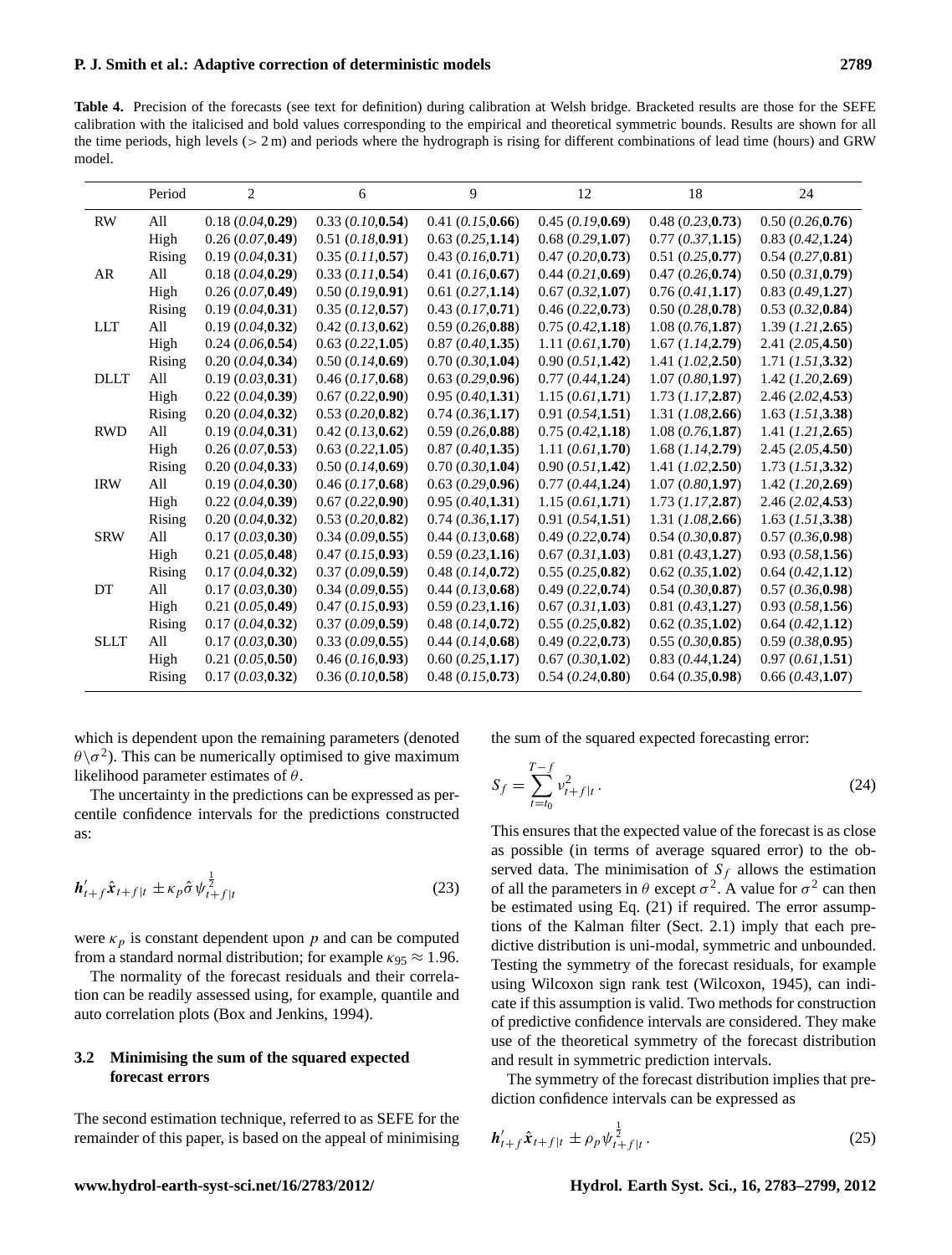**Table 4.** Precision of the forecasts (see text for definition) during calibration at Welsh bridge. Bracketed results are those for the SEFE calibration with the italicised and bold values corresponding to the empirical and theoretical symmetric bounds. Results are shown for all the time periods, high levels (> 2 m) and periods where the hydrograph is rising for different combinations of lead time (hours) and GRW model.

| | Period | 2 | 6 | 9 | 12 | 18 | 24 |
|---|---|---|---|---|---|---|---|
| RW | All | 0.18 (*0.04*,**0.29**) | 0.33 (*0.10*,**0.54**) | 0.41 (*0.15*,**0.66**) | 0.45 (*0.19*,**0.69**) | 0.48 (*0.23*,**0.73**) | 0.50 (*0.26*,**0.76**) |
| | High | 0.26 (*0.07*,**0.49**) | 0.51 (*0.18*,**0.91**) | 0.63 (*0.25*,**1.14**) | 0.68 (*0.29*,**1.07**) | 0.77 (*0.37*,**1.15**) | 0.83 (*0.42*,**1.24**) |
| | Rising | 0.19 (*0.04*,**0.31**) | 0.35 (*0.11*,**0.57**) | 0.43 (*0.16*,**0.71**) | 0.47 (*0.20*,**0.73**) | 0.51 (*0.25*,**0.77**) | 0.54 (*0.27*,**0.81**) |
| AR | All | 0.18 (*0.04*,**0.29**) | 0.33 (*0.11*,**0.54**) | 0.41 (*0.16*,**0.67**) | 0.44 (*0.21*,**0.69**) | 0.47 (*0.26*,**0.74**) | 0.50 (*0.31*,**0.79**) |
| | High | 0.26 (*0.07*,**0.49**) | 0.50 (*0.19*,**0.91**) | 0.61 (*0.27*,**1.14**) | 0.67 (*0.32*,**1.07**) | 0.76 (*0.41*,**1.17**) | 0.83 (*0.49*,**1.27**) |
| | Rising | 0.19 (*0.04*,**0.31**) | 0.35 (*0.12*,**0.57**) | 0.43 (*0.17*,**0.71**) | 0.46 (*0.22*,**0.73**) | 0.50 (*0.28*,**0.78**) | 0.53 (*0.32*,**0.84**) |
| LLT | All | 0.19 (*0.04*,**0.32**) | 0.42 (*0.13*,**0.62**) | 0.59 (*0.26*,**0.88**) | 0.75 (*0.42*,**1.18**) | 1.08 (*0.76*,**1.87**) | 1.39 (*1.21*,**2.65**) |
| | High | 0.24 (*0.06*,**0.54**) | 0.63 (*0.22*,**1.05**) | 0.87 (*0.40*,**1.35**) | 1.11 (*0.61*,**1.70**) | 1.67 (*1.14*,**2.79**) | 2.41 (*2.05*,**4.50**) |
| | Rising | 0.20 (*0.04*,**0.34**) | 0.50 (*0.14*,**0.69**) | 0.70 (*0.30*,**1.04**) | 0.90 (*0.51*,**1.42**) | 1.41 (*1.02*,**2.50**) | 1.71 (*1.51*,**3.32**) |
| DLLT | All | 0.19 (*0.03*,**0.31**) | 0.46 (*0.17*,**0.68**) | 0.63 (*0.29*,**0.96**) | 0.77 (*0.44*,**1.24**) | 1.07 (*0.80*,**1.97**) | 1.42 (*1.20*,**2.69**) |
| | High | 0.22 (*0.04*,**0.39**) | 0.67 (*0.22*,**0.90**) | 0.95 (*0.40*,**1.31**) | 1.15 (*0.61*,**1.71**) | 1.73 (*1.17*,**2.87**) | 2.46 (*2.02*,**4.53**) |
| | Rising | 0.20 (*0.04*,**0.32**) | 0.53 (*0.20*,**0.82**) | 0.74 (*0.36*,**1.17**) | 0.91 (*0.54*,**1.51**) | 1.31 (*1.08*,**2.66**) | 1.63 (*1.51*,**3.38**) |
| RWD | All | 0.19 (*0.04*,**0.31**) | 0.42 (*0.13*,**0.62**) | 0.59 (*0.26*,**0.88**) | 0.75 (*0.42*,**1.18**) | 1.08 (*0.76*,**1.87**) | 1.41 (*1.21*,**2.65**) |
| | High | 0.26 (*0.07*,**0.53**) | 0.63 (*0.22*,**1.05**) | 0.87 (*0.40*,**1.35**) | 1.11 (*0.61*,**1.70**) | 1.68 (*1.14*,**2.79**) | 2.45 (*2.05*,**4.50**) |
| | Rising | 0.20 (*0.04*,**0.33**) | 0.50 (*0.14*,**0.69**) | 0.70 (*0.30*,**1.04**) | 0.90 (*0.51*,**1.42**) | 1.41 (*1.02*,**2.50**) | 1.73 (*1.51*,**3.32**) |
| IRW | All | 0.19 (*0.04*,**0.30**) | 0.46 (*0.17*,**0.68**) | 0.63 (*0.29*,**0.96**) | 0.77 (*0.44*,**1.24**) | 1.07 (*0.80*,**1.97**) | 1.42 (*1.20*,**2.69**) |
| | High | 0.22 (*0.04*,**0.39**) | 0.67 (*0.22*,**0.90**) | 0.95 (*0.40*,**1.31**) | 1.15 (*0.61*,**1.71**) | 1.73 (*1.17*,**2.87**) | 2.46 (*2.02*,**4.53**) |
| | Rising | 0.20 (*0.04*,**0.32**) | 0.53 (*0.20*,**0.82**) | 0.74 (*0.36*,**1.17**) | 0.91 (*0.54*,**1.51**) | 1.31 (*1.08*,**2.66**) | 1.63 (*1.51*,**3.38**) |
| SRW | All | 0.17 (*0.03*,**0.30**) | 0.34 (*0.09*,**0.55**) | 0.44 (*0.13*,**0.68**) | 0.49 (*0.22*,**0.74**) | 0.54 (*0.30*,**0.87**) | 0.57 (*0.36*,**0.98**) |
| | High | 0.21 (*0.05*,**0.48**) | 0.47 (*0.15*,**0.93**) | 0.59 (*0.23*,**1.16**) | 0.67 (*0.31*,**1.03**) | 0.81 (*0.43*,**1.27**) | 0.93 (*0.58*,**1.56**) |
| | Rising | 0.17 (*0.04*,**0.32**) | 0.37 (*0.09*,**0.59**) | 0.48 (*0.14*,**0.72**) | 0.55 (*0.25*,**0.82**) | 0.62 (*0.35*,**1.02**) | 0.64 (*0.42*,**1.12**) |
| DT | All | 0.17 (*0.03*,**0.30**) | 0.34 (*0.09*,**0.55**) | 0.44 (*0.13*,**0.68**) | 0.49 (*0.22*,**0.74**) | 0.54 (*0.30*,**0.87**) | 0.57 (*0.36*,**0.98**) |
| | High | 0.21 (*0.05*,**0.49**) | 0.47 (*0.15*,**0.93**) | 0.59 (*0.23*,**1.16**) | 0.67 (*0.31*,**1.03**) | 0.81 (*0.43*,**1.27**) | 0.93 (*0.58*,**1.56**) |
| | Rising | 0.17 (*0.04*,**0.32**) | 0.37 (*0.09*,**0.59**) | 0.48 (*0.14*,**0.72**) | 0.55 (*0.25*,**0.82**) | 0.62 (*0.35*,**1.02**) | 0.64 (*0.42*,**1.12**) |
| SLLT | All | 0.17 (*0.03*,**0.30**) | 0.33 (*0.09*,**0.55**) | 0.44 (*0.13*,**0.68**) | 0.49 (*0.22*,**0.73**) | 0.55 (*0.30*,**0.85**) | 0.59 (*0.38*,**0.95**) |
| | High | 0.21 (*0.05*,**0.50**) | 0.46 (*0.16*,**0.93**) | 0.60 (*0.25*,**1.17**) | 0.67 (*0.30*,**1.02**) | 0.83 (*0.44*,**1.24**) | 0.97 (*0.61*,**1.51**) |
| | Rising | 0.17 (*0.03*,**0.32**) | 0.36 (*0.10*,**0.58**) | 0.48 (*0.15*,**0.73**) | 0.54 (*0.24*,**0.80**) | 0.64 (*0.35*,**0.98**) | 0.66 (*0.43*,**1.07**) |

which is dependent upon the remaining parameters (denoted $\theta \backslash \sigma^2$). This can be numerically optimised to give maximum likelihood parameter estimates of $\theta$.

The uncertainty in the predictions can be expressed as percentile confidence intervals for the predictions constructed as:

$$\boldsymbol{h}'_{t+f}\hat{\boldsymbol{x}}_{t+f|t} \pm \kappa_p \hat{\sigma} \psi_{t+f|t}^{\frac{1}{2}} \tag{23}$$

were $\kappa_p$ is constant dependent upon $p$ and can be computed from a standard normal distribution; for example $\kappa_{95} \approx 1.96$.

The normality of the forecast residuals and their correlation can be readily assessed using, for example, quantile and auto correlation plots (Box and Jenkins, 1994).

### 3.2 Minimising the sum of the squared expected forecast errors

The second estimation technique, referred to as SEFE for the remainder of this paper, is based on the appeal of minimising the sum of the squared expected forecasting error:

$$S_f = \sum_{t=t_0}^{T-f} v_{t+f|t}^2 \,. \tag{24}$$

This ensures that the expected value of the forecast is as close as possible (in terms of average squared error) to the observed data. The minimisation of $S_f$ allows the estimation of all the parameters in $\theta$ except $\sigma^2$. A value for $\sigma^2$ can then be estimated using Eq. (21) if required. The error assumptions of the Kalman filter (Sect. 2.1) imply that each predictive distribution is uni-modal, symmetric and unbounded. Testing the symmetry of the forecast residuals, for example using Wilcoxon sign rank test (Wilcoxon, 1945), can indicate if this assumption is valid. Two methods for construction of predictive confidence intervals are considered. They make use of the theoretical symmetry of the forecast distribution and result in symmetric prediction intervals.

The symmetry of the forecast distribution implies that prediction confidence intervals can be expressed as

$$\boldsymbol{h}'_{t+f}\hat{\boldsymbol{x}}_{t+f|t} \pm \rho_p \psi_{t+f|t}^{\frac{1}{2}} \,. \tag{25}$$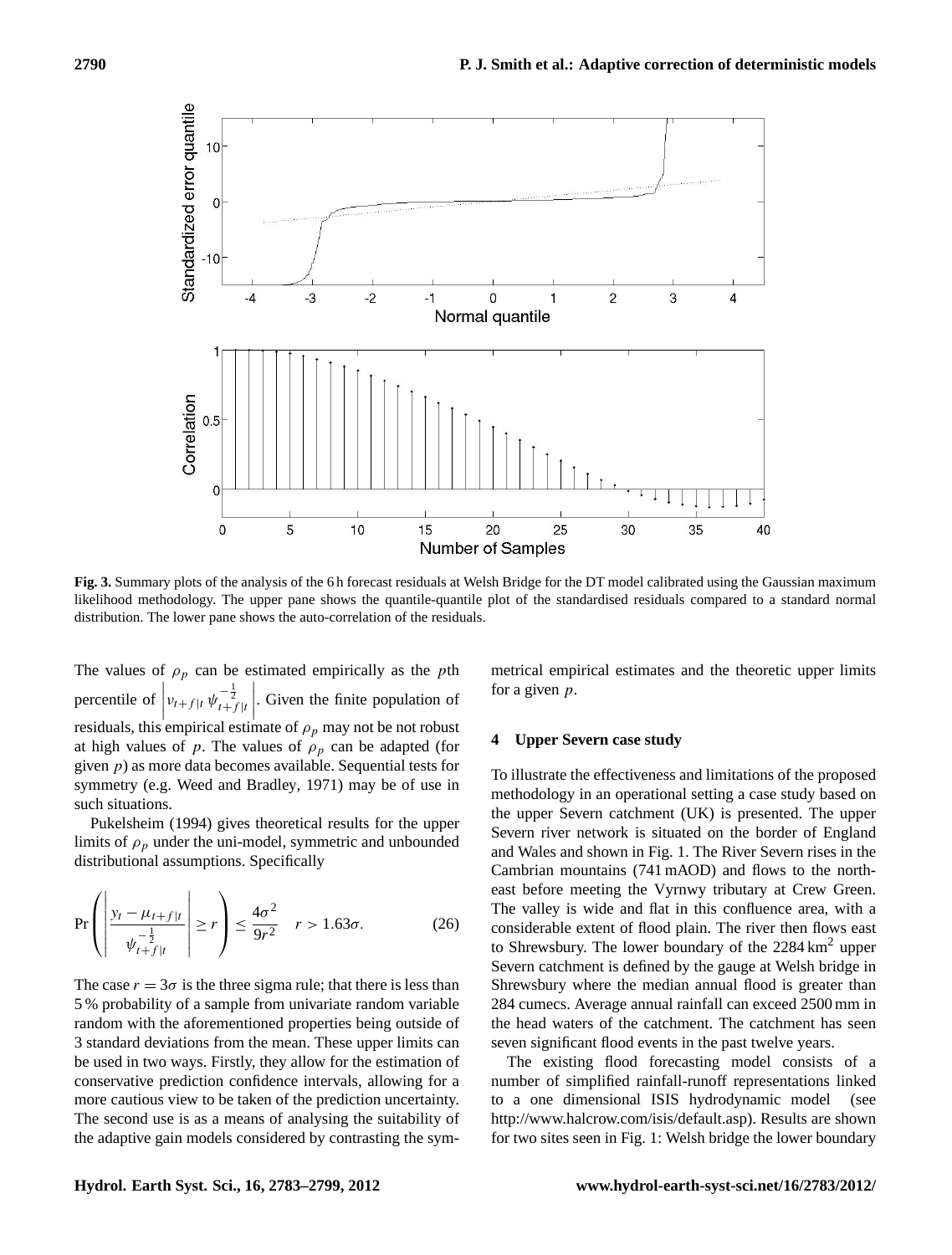**Fig. 3.** Summary plots of the analysis of the 6 h forecast residuals at Welsh Bridge for the DT model calibrated using the Gaussian maximum likelihood methodology. The upper pane shows the quantile-quantile plot of the standardised residuals compared to a standard normal distribution. The lower pane shows the auto-correlation of the residuals.

The values of $\rho_p$ can be estimated empirically as the $p$th percentile of $\left|\nu_{t+f|t}\,\psi_{t+f|t}^{-\frac{1}{2}}\right|$. Given the finite population of residuals, this empirical estimate of $\rho_p$ may not be not robust at high values of $p$. The values of $\rho_p$ can be adapted (for given $p$) as more data becomes available. Sequential tests for symmetry (e.g. Weed and Bradley, 1971) may be of use in such situations.

Pukelsheim (1994) gives theoretical results for the upper limits of $\rho_p$ under the uni-model, symmetric and unbounded distributional assumptions. Specifically

$$\Pr\left(\left|\frac{y_t - \mu_{t+f|t}}{\psi_{t+f|t}^{-\frac{1}{2}}}\right| \geq r\right) \leq \frac{4\sigma^2}{9r^2} \quad r > 1.63\sigma. \tag{26}$$

The case $r = 3\sigma$ is the three sigma rule; that there is less than 5 % probability of a sample from univariate random variable random with the aforementioned properties being outside of 3 standard deviations from the mean. These upper limits can be used in two ways. Firstly, they allow for the estimation of conservative prediction confidence intervals, allowing for a more cautious view to be taken of the prediction uncertainty. The second use is as a means of analysing the suitability of the adaptive gain models considered by contrasting the symmetrical empirical estimates and the theoretic upper limits for a given $p$.

## 4 Upper Severn case study

To illustrate the effectiveness and limitations of the proposed methodology in an operational setting a case study based on the upper Severn catchment (UK) is presented. The upper Severn river network is situated on the border of England and Wales and shown in Fig. 1. The River Severn rises in the Cambrian mountains (741 mAOD) and flows to the north-east before meeting the Vyrnwy tributary at Crew Green. The valley is wide and flat in this confluence area, with a considerable extent of flood plain. The river then flows east to Shrewsbury. The lower boundary of the 2284 km$^2$ upper Severn catchment is defined by the gauge at Welsh bridge in Shrewsbury where the median annual flood is greater than 284 cumecs. Average annual rainfall can exceed 2500 mm in the head waters of the catchment. The catchment has seen seven significant flood events in the past twelve years.

The existing flood forecasting model consists of a number of simplified rainfall-runoff representations linked to a one dimensional ISIS hydrodynamic model (see http://www.halcrow.com/isis/default.asp). Results are shown for two sites seen in Fig. 1: Welsh bridge the lower boundary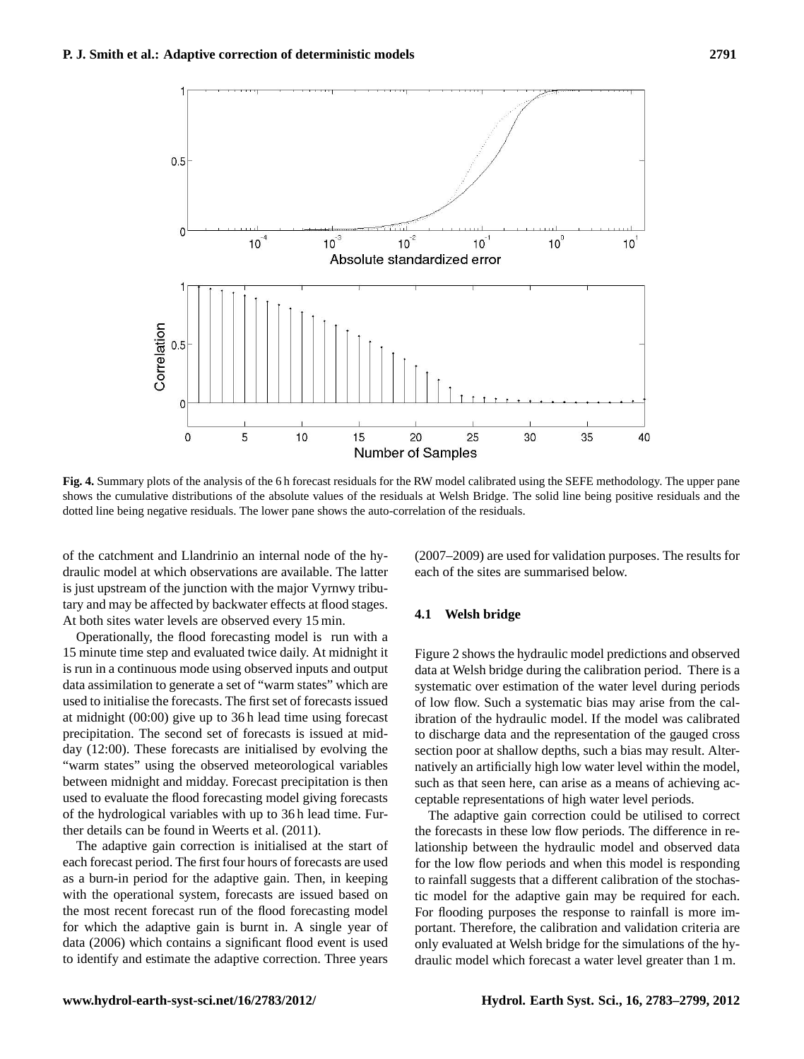**Fig. 4.** Summary plots of the analysis of the 6 h forecast residuals for the RW model calibrated using the SEFE methodology. The upper pane shows the cumulative distributions of the absolute values of the residuals at Welsh Bridge. The solid line being positive residuals and the dotted line being negative residuals. The lower pane shows the auto-correlation of the residuals.

of the catchment and Llandrinio an internal node of the hydraulic model at which observations are available. The latter is just upstream of the junction with the major Vyrnwy tributary and may be affected by backwater effects at flood stages. At both sites water levels are observed every 15 min.

Operationally, the flood forecasting model is run with a 15 minute time step and evaluated twice daily. At midnight it is run in a continuous mode using observed inputs and output data assimilation to generate a set of "warm states" which are used to initialise the forecasts. The first set of forecasts issued at midnight (00:00) give up to 36 h lead time using forecast precipitation. The second set of forecasts is issued at midday (12:00). These forecasts are initialised by evolving the "warm states" using the observed meteorological variables between midnight and midday. Forecast precipitation is then used to evaluate the flood forecasting model giving forecasts of the hydrological variables with up to 36 h lead time. Further details can be found in Weerts et al. (2011).

The adaptive gain correction is initialised at the start of each forecast period. The first four hours of forecasts are used as a burn-in period for the adaptive gain. Then, in keeping with the operational system, forecasts are issued based on the most recent forecast run of the flood forecasting model for which the adaptive gain is burnt in. A single year of data (2006) which contains a significant flood event is used to identify and estimate the adaptive correction. Three years (2007–2009) are used for validation purposes. The results for each of the sites are summarised below.

### 4.1 Welsh bridge

Figure 2 shows the hydraulic model predictions and observed data at Welsh bridge during the calibration period. There is a systematic over estimation of the water level during periods of low flow. Such a systematic bias may arise from the calibration of the hydraulic model. If the model was calibrated to discharge data and the representation of the gauged cross section poor at shallow depths, such a bias may result. Alternatively an artificially high low water level within the model, such as that seen here, can arise as a means of achieving acceptable representations of high water level periods.

The adaptive gain correction could be utilised to correct the forecasts in these low flow periods. The difference in relationship between the hydraulic model and observed data for the low flow periods and when this model is responding to rainfall suggests that a different calibration of the stochastic model for the adaptive gain may be required for each. For flooding purposes the response to rainfall is more important. Therefore, the calibration and validation criteria are only evaluated at Welsh bridge for the simulations of the hydraulic model which forecast a water level greater than 1 m.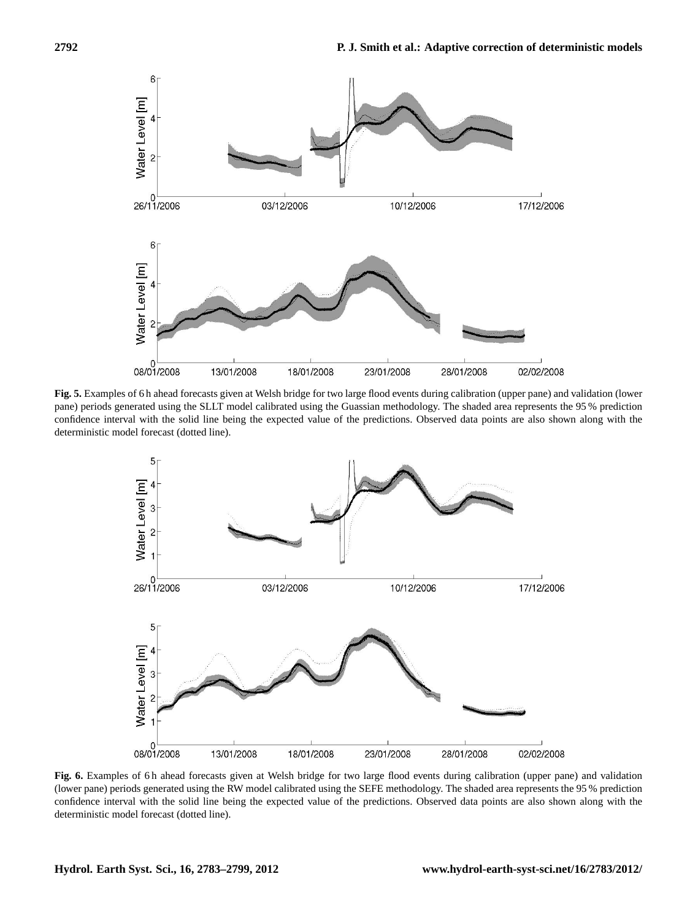**Fig. 5.** Examples of 6 h ahead forecasts given at Welsh bridge for two large flood events during calibration (upper pane) and validation (lower pane) periods generated using the SLLT model calibrated using the Guassian methodology. The shaded area represents the 95 % prediction confidence interval with the solid line being the expected value of the predictions. Observed data points are also shown along with the deterministic model forecast (dotted line).

**Fig. 6.** Examples of 6 h ahead forecasts given at Welsh bridge for two large flood events during calibration (upper pane) and validation (lower pane) periods generated using the RW model calibrated using the SEFE methodology. The shaded area represents the 95 % prediction confidence interval with the solid line being the expected value of the predictions. Observed data points are also shown along with the deterministic model forecast (dotted line).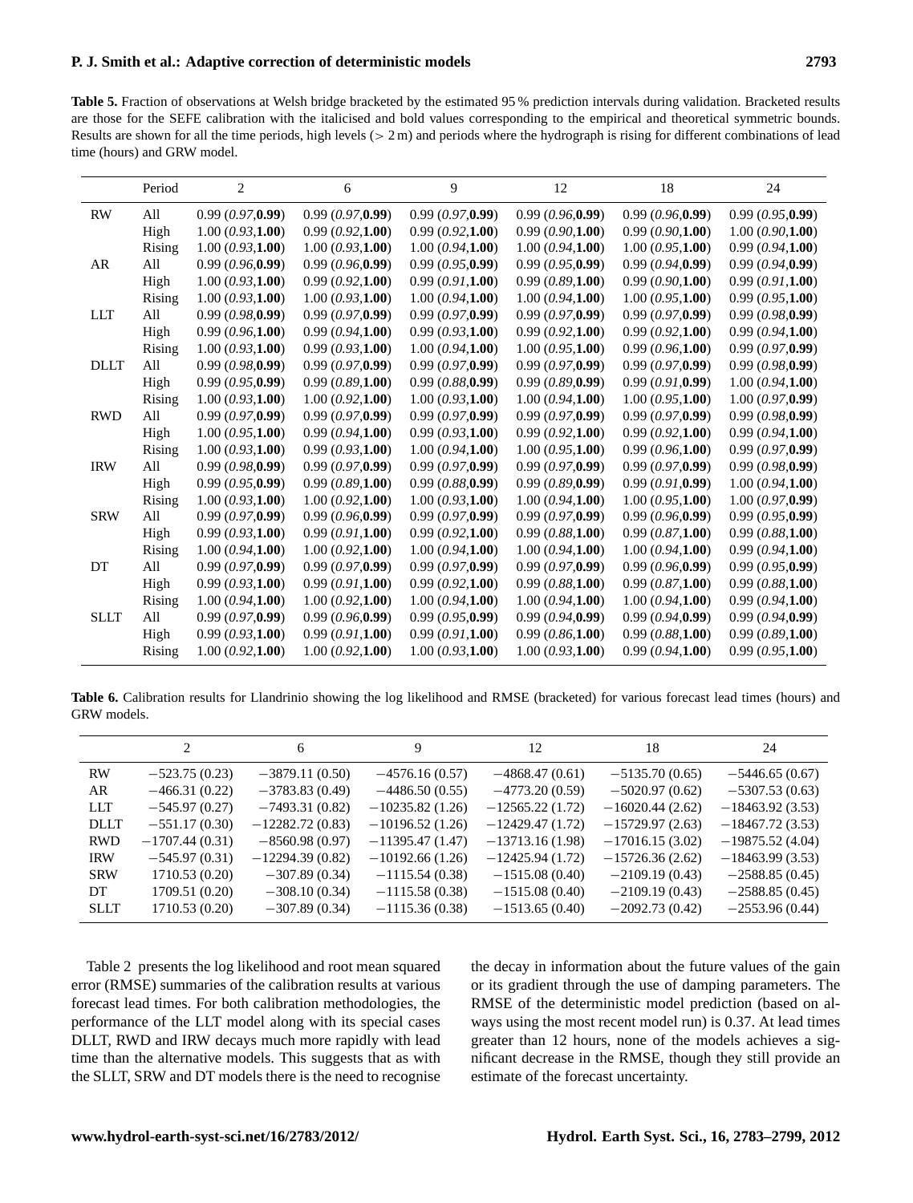**Table 5.** Fraction of observations at Welsh bridge bracketed by the estimated 95 % prediction intervals during validation. Bracketed results are those for the SEFE calibration with the italicised and bold values corresponding to the empirical and theoretical symmetric bounds. Results are shown for all the time periods, high levels (> 2 m) and periods where the hydrograph is rising for different combinations of lead time (hours) and GRW model.

| | Period | 2 | 6 | 9 | 12 | 18 | 24 |
|---|---|---|---|---|---|---|---|
| RW | All | 0.99 (*0.97*,**0.99**) | 0.99 (*0.97*,**0.99**) | 0.99 (*0.97*,**0.99**) | 0.99 (*0.96*,**0.99**) | 0.99 (*0.96*,**0.99**) | 0.99 (*0.95*,**0.99**) |
| | High | 1.00 (*0.93*,**1.00**) | 0.99 (*0.92*,**1.00**) | 0.99 (*0.92*,**1.00**) | 0.99 (*0.90*,**1.00**) | 0.99 (*0.90*,**1.00**) | 1.00 (*0.90*,**1.00**) |
| | Rising | 1.00 (*0.93*,**1.00**) | 1.00 (*0.93*,**1.00**) | 1.00 (*0.94*,**1.00**) | 1.00 (*0.94*,**1.00**) | 1.00 (*0.95*,**1.00**) | 0.99 (*0.94*,**1.00**) |
| AR | All | 0.99 (*0.96*,**0.99**) | 0.99 (*0.96*,**0.99**) | 0.99 (*0.95*,**0.99**) | 0.99 (*0.95*,**0.99**) | 0.99 (*0.94*,**0.99**) | 0.99 (*0.94*,**0.99**) |
| | High | 1.00 (*0.93*,**1.00**) | 0.99 (*0.92*,**1.00**) | 0.99 (*0.91*,**1.00**) | 0.99 (*0.89*,**1.00**) | 0.99 (*0.90*,**1.00**) | 0.99 (*0.91*,**1.00**) |
| | Rising | 1.00 (*0.93*,**1.00**) | 1.00 (*0.93*,**1.00**) | 1.00 (*0.94*,**1.00**) | 1.00 (*0.94*,**1.00**) | 1.00 (*0.95*,**1.00**) | 0.99 (*0.95*,**1.00**) |
| LLT | All | 0.99 (*0.98*,**0.99**) | 0.99 (*0.97*,**0.99**) | 0.99 (*0.97*,**0.99**) | 0.99 (*0.97*,**0.99**) | 0.99 (*0.97*,**0.99**) | 0.99 (*0.98*,**0.99**) |
| | High | 0.99 (*0.96*,**1.00**) | 0.99 (*0.94*,**1.00**) | 0.99 (*0.93*,**1.00**) | 0.99 (*0.92*,**1.00**) | 0.99 (*0.92*,**1.00**) | 0.99 (*0.94*,**1.00**) |
| | Rising | 1.00 (*0.93*,**1.00**) | 0.99 (*0.93*,**1.00**) | 1.00 (*0.94*,**1.00**) | 1.00 (*0.95*,**1.00**) | 0.99 (*0.96*,**1.00**) | 0.99 (*0.97*,**0.99**) |
| DLLT | All | 0.99 (*0.98*,**0.99**) | 0.99 (*0.97*,**0.99**) | 0.99 (*0.97*,**0.99**) | 0.99 (*0.97*,**0.99**) | 0.99 (*0.97*,**0.99**) | 0.99 (*0.98*,**0.99**) |
| | High | 0.99 (*0.95*,**0.99**) | 0.99 (*0.89*,**1.00**) | 0.99 (*0.88*,**0.99**) | 0.99 (*0.89*,**0.99**) | 0.99 (*0.91*,**0.99**) | 1.00 (*0.94*,**1.00**) |
| | Rising | 1.00 (*0.93*,**1.00**) | 1.00 (*0.92*,**1.00**) | 1.00 (*0.93*,**1.00**) | 1.00 (*0.94*,**1.00**) | 1.00 (*0.95*,**1.00**) | 1.00 (*0.97*,**0.99**) |
| RWD | All | 0.99 (*0.97*,**0.99**) | 0.99 (*0.97*,**0.99**) | 0.99 (*0.97*,**0.99**) | 0.99 (*0.97*,**0.99**) | 0.99 (*0.97*,**0.99**) | 0.99 (*0.98*,**0.99**) |
| | High | 1.00 (*0.95*,**1.00**) | 0.99 (*0.94*,**1.00**) | 0.99 (*0.93*,**1.00**) | 0.99 (*0.92*,**1.00**) | 0.99 (*0.92*,**1.00**) | 0.99 (*0.94*,**1.00**) |
| | Rising | 1.00 (*0.93*,**1.00**) | 0.99 (*0.93*,**1.00**) | 1.00 (*0.94*,**1.00**) | 1.00 (*0.95*,**1.00**) | 0.99 (*0.96*,**1.00**) | 0.99 (*0.97*,**0.99**) |
| IRW | All | 0.99 (*0.98*,**0.99**) | 0.99 (*0.97*,**0.99**) | 0.99 (*0.97*,**0.99**) | 0.99 (*0.97*,**0.99**) | 0.99 (*0.97*,**0.99**) | 0.99 (*0.98*,**0.99**) |
| | High | 0.99 (*0.95*,**0.99**) | 0.99 (*0.89*,**1.00**) | 0.99 (*0.88*,**0.99**) | 0.99 (*0.89*,**0.99**) | 0.99 (*0.91*,**0.99**) | 1.00 (*0.94*,**1.00**) |
| | Rising | 1.00 (*0.93*,**1.00**) | 1.00 (*0.92*,**1.00**) | 1.00 (*0.93*,**1.00**) | 1.00 (*0.94*,**1.00**) | 1.00 (*0.95*,**1.00**) | 1.00 (*0.97*,**0.99**) |
| SRW | All | 0.99 (*0.97*,**0.99**) | 0.99 (*0.96*,**0.99**) | 0.99 (*0.97*,**0.99**) | 0.99 (*0.97*,**0.99**) | 0.99 (*0.96*,**0.99**) | 0.99 (*0.95*,**0.99**) |
| | High | 0.99 (*0.93*,**1.00**) | 0.99 (*0.91*,**1.00**) | 0.99 (*0.92*,**1.00**) | 0.99 (*0.88*,**1.00**) | 0.99 (*0.87*,**1.00**) | 0.99 (*0.88*,**1.00**) |
| | Rising | 1.00 (*0.94*,**1.00**) | 1.00 (*0.92*,**1.00**) | 1.00 (*0.94*,**1.00**) | 1.00 (*0.94*,**1.00**) | 1.00 (*0.94*,**1.00**) | 0.99 (*0.94*,**1.00**) |
| DT | All | 0.99 (*0.97*,**0.99**) | 0.99 (*0.97*,**0.99**) | 0.99 (*0.97*,**0.99**) | 0.99 (*0.97*,**0.99**) | 0.99 (*0.96*,**0.99**) | 0.99 (*0.95*,**0.99**) |
| | High | 0.99 (*0.93*,**1.00**) | 0.99 (*0.91*,**1.00**) | 0.99 (*0.92*,**1.00**) | 0.99 (*0.88*,**1.00**) | 0.99 (*0.87*,**1.00**) | 0.99 (*0.88*,**1.00**) |
| | Rising | 1.00 (*0.94*,**1.00**) | 1.00 (*0.92*,**1.00**) | 1.00 (*0.94*,**1.00**) | 1.00 (*0.94*,**1.00**) | 1.00 (*0.94*,**1.00**) | 0.99 (*0.94*,**1.00**) |
| SLLT | All | 0.99 (*0.97*,**0.99**) | 0.99 (*0.96*,**0.99**) | 0.99 (*0.95*,**0.99**) | 0.99 (*0.94*,**0.99**) | 0.99 (*0.94*,**0.99**) | 0.99 (*0.94*,**0.99**) |
| | High | 0.99 (*0.93*,**1.00**) | 0.99 (*0.91*,**1.00**) | 0.99 (*0.91*,**1.00**) | 0.99 (*0.86*,**1.00**) | 0.99 (*0.88*,**1.00**) | 0.99 (*0.89*,**1.00**) |
| | Rising | 1.00 (*0.92*,**1.00**) | 1.00 (*0.92*,**1.00**) | 1.00 (*0.93*,**1.00**) | 1.00 (*0.93*,**1.00**) | 0.99 (*0.94*,**1.00**) | 0.99 (*0.95*,**1.00**) |

**Table 6.** Calibration results for Llandrinio showing the log likelihood and RMSE (bracketed) for various forecast lead times (hours) and GRW models.

| | 2 | 6 | 9 | 12 | 18 | 24 |
|---|---|---|---|---|---|---|
| RW | −523.75 (0.23) | −3879.11 (0.50) | −4576.16 (0.57) | −4868.47 (0.61) | −5135.70 (0.65) | −5446.65 (0.67) |
| AR | −466.31 (0.22) | −3783.83 (0.49) | −4486.50 (0.55) | −4773.20 (0.59) | −5020.97 (0.62) | −5307.53 (0.63) |
| LLT | −545.97 (0.27) | −7493.31 (0.82) | −10235.82 (1.26) | −12565.22 (1.72) | −16020.44 (2.62) | −18463.92 (3.53) |
| DLLT | −551.17 (0.30) | −12282.72 (0.83) | −10196.52 (1.26) | −12429.47 (1.72) | −15729.97 (2.63) | −18467.72 (3.53) |
| RWD | −1707.44 (0.31) | −8560.98 (0.97) | −11395.47 (1.47) | −13713.16 (1.98) | −17016.15 (3.02) | −19875.52 (4.04) |
| IRW | −545.97 (0.31) | −12294.39 (0.82) | −10192.66 (1.26) | −12425.94 (1.72) | −15726.36 (2.62) | −18463.99 (3.53) |
| SRW | 1710.53 (0.20) | −307.89 (0.34) | −1115.54 (0.38) | −1515.08 (0.40) | −2109.19 (0.43) | −2588.85 (0.45) |
| DT | 1709.51 (0.20) | −308.10 (0.34) | −1115.58 (0.38) | −1515.08 (0.40) | −2109.19 (0.43) | −2588.85 (0.45) |
| SLLT | 1710.53 (0.20) | −307.89 (0.34) | −1115.36 (0.38) | −1513.65 (0.40) | −2092.73 (0.42) | −2553.96 (0.44) |

Table 2 presents the log likelihood and root mean squared error (RMSE) summaries of the calibration results at various forecast lead times. For both calibration methodologies, the performance of the LLT model along with its special cases DLLT, RWD and IRW decays much more rapidly with lead time than the alternative models. This suggests that as with the SLLT, SRW and DT models there is the need to recognise the decay in information about the future values of the gain or its gradient through the use of damping parameters. The RMSE of the deterministic model prediction (based on always using the most recent model run) is 0.37. At lead times greater than 12 hours, none of the models achieves a significant decrease in the RMSE, though they still provide an estimate of the forecast uncertainty.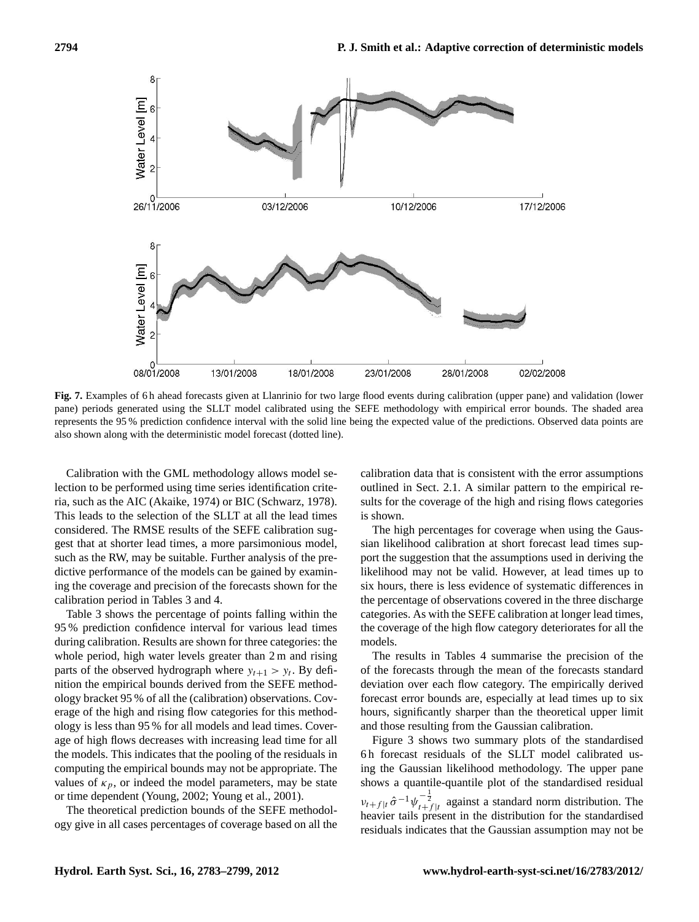**Fig. 7.** Examples of 6 h ahead forecasts given at Llanrinio for two large flood events during calibration (upper pane) and validation (lower pane) periods generated using the SLLT model calibrated using the SEFE methodology with empirical error bounds. The shaded area represents the 95 % prediction confidence interval with the solid line being the expected value of the predictions. Observed data points are also shown along with the deterministic model forecast (dotted line).

Calibration with the GML methodology allows model selection to be performed using time series identification criteria, such as the AIC (Akaike, 1974) or BIC (Schwarz, 1978). This leads to the selection of the SLLT at all the lead times considered. The RMSE results of the SEFE calibration suggest that at shorter lead times, a more parsimonious model, such as the RW, may be suitable. Further analysis of the predictive performance of the models can be gained by examining the coverage and precision of the forecasts shown for the calibration period in Tables 3 and 4.

Table 3 shows the percentage of points falling within the 95 % prediction confidence interval for various lead times during calibration. Results are shown for three categories: the whole period, high water levels greater than 2 m and rising parts of the observed hydrograph where $y_{t+1} > y_t$. By definition the empirical bounds derived from the SEFE methodology bracket 95 % of all the (calibration) observations. Coverage of the high and rising flow categories for this methodology is less than 95 % for all models and lead times. Coverage of high flows decreases with increasing lead time for all the models. This indicates that the pooling of the residuals in computing the empirical bounds may not be appropriate. The values of $\kappa_p$, or indeed the model parameters, may be state or time dependent (Young, 2002; Young et al., 2001).

The theoretical prediction bounds of the SEFE methodology give in all cases percentages of coverage based on all the calibration data that is consistent with the error assumptions outlined in Sect. 2.1. A similar pattern to the empirical results for the coverage of the high and rising flows categories is shown.

The high percentages for coverage when using the Gaussian likelihood calibration at short forecast lead times support the suggestion that the assumptions used in deriving the likelihood may not be valid. However, at lead times up to six hours, there is less evidence of systematic differences in the percentage of observations covered in the three discharge categories. As with the SEFE calibration at longer lead times, the coverage of the high flow category deteriorates for all the models.

The results in Tables 4 summarise the precision of the of the forecasts through the mean of the forecasts standard deviation over each flow category. The empirically derived forecast error bounds are, especially at lead times up to six hours, significantly sharper than the theoretical upper limit and those resulting from the Gaussian calibration.

Figure 3 shows two summary plots of the standardised 6 h forecast residuals of the SLLT model calibrated using the Gaussian likelihood methodology. The upper pane shows a quantile-quantile plot of the standardised residual $\nu_{t+f|t}\hat{\sigma}^{-1}\psi_{t+f|t}^{-\frac{1}{2}}$ against a standard norm distribution. The heavier tails present in the distribution for the standardised residuals indicates that the Gaussian assumption may not be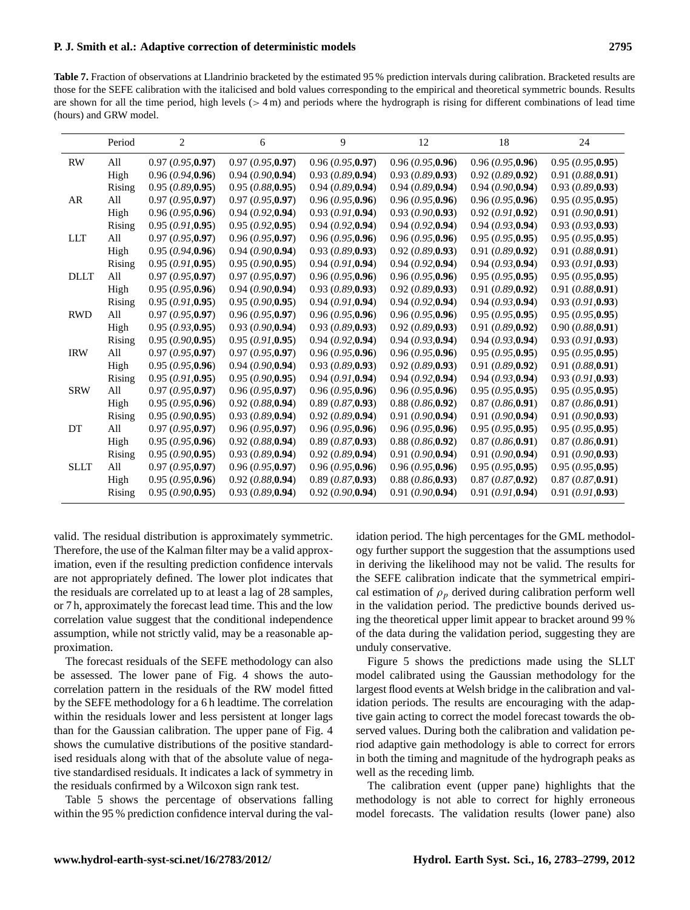**Table 7.** Fraction of observations at Llandrinio bracketed by the estimated 95 % prediction intervals during calibration. Bracketed results are those for the SEFE calibration with the italicised and bold values corresponding to the empirical and theoretical symmetric bounds. Results are shown for all the time period, high levels (> 4 m) and periods where the hydrograph is rising for different combinations of lead time (hours) and GRW model.

| | Period | 2 | 6 | 9 | 12 | 18 | 24 |
|---|---|---|---|---|---|---|---|
| RW | All | 0.97 (*0.95*,**0.97**) | 0.97 (*0.95*,**0.97**) | 0.96 (*0.95*,**0.97**) | 0.96 (*0.95*,**0.96**) | 0.96 (*0.95*,**0.96**) | 0.95 (*0.95*,**0.95**) |
| | High | 0.96 (*0.94*,**0.96**) | 0.94 (*0.90*,**0.94**) | 0.93 (*0.89*,**0.94**) | 0.93 (*0.89*,**0.93**) | 0.92 (*0.89*,**0.92**) | 0.91 (*0.88*,**0.91**) |
| | Rising | 0.95 (*0.89*,**0.95**) | 0.95 (*0.88*,**0.95**) | 0.94 (*0.89*,**0.94**) | 0.94 (*0.89*,**0.94**) | 0.94 (*0.90*,**0.94**) | 0.93 (*0.89*,**0.93**) |
| AR | All | 0.97 (*0.95*,**0.97**) | 0.97 (*0.95*,**0.97**) | 0.96 (*0.95*,**0.96**) | 0.96 (*0.95*,**0.96**) | 0.96 (*0.95*,**0.96**) | 0.95 (*0.95*,**0.95**) |
| | High | 0.96 (*0.95*,**0.96**) | 0.94 (*0.92*,**0.94**) | 0.93 (*0.91*,**0.94**) | 0.93 (*0.90*,**0.93**) | 0.92 (*0.91*,**0.92**) | 0.91 (*0.90*,**0.91**) |
| | Rising | 0.95 (*0.91*,**0.95**) | 0.95 (*0.92*,**0.95**) | 0.94 (*0.92*,**0.94**) | 0.94 (*0.92*,**0.94**) | 0.94 (*0.93*,**0.94**) | 0.93 (*0.93*,**0.93**) |
| LLT | All | 0.97 (*0.95*,**0.97**) | 0.96 (*0.95*,**0.97**) | 0.96 (*0.95*,**0.96**) | 0.96 (*0.95*,**0.96**) | 0.95 (*0.95*,**0.95**) | 0.95 (*0.95*,**0.95**) |
| | High | 0.95 (*0.94*,**0.96**) | 0.94 (*0.90*,**0.94**) | 0.93 (*0.89*,**0.93**) | 0.92 (*0.89*,**0.93**) | 0.91 (*0.89*,**0.92**) | 0.91 (*0.88*,**0.91**) |
| | Rising | 0.95 (*0.91*,**0.95**) | 0.95 (*0.90*,**0.95**) | 0.94 (*0.91*,**0.94**) | 0.94 (*0.92*,**0.94**) | 0.94 (*0.93*,**0.94**) | 0.93 (*0.91*,**0.93**) |
| DLLT | All | 0.97 (*0.95*,**0.97**) | 0.97 (*0.95*,**0.97**) | 0.96 (*0.95*,**0.96**) | 0.96 (*0.95*,**0.96**) | 0.95 (*0.95*,**0.95**) | 0.95 (*0.95*,**0.95**) |
| | High | 0.95 (*0.95*,**0.96**) | 0.94 (*0.90*,**0.94**) | 0.93 (*0.89*,**0.93**) | 0.92 (*0.89*,**0.93**) | 0.91 (*0.89*,**0.92**) | 0.91 (*0.88*,**0.91**) |
| | Rising | 0.95 (*0.91*,**0.95**) | 0.95 (*0.90*,**0.95**) | 0.94 (*0.91*,**0.94**) | 0.94 (*0.92*,**0.94**) | 0.94 (*0.93*,**0.94**) | 0.93 (*0.91*,**0.93**) |
| RWD | All | 0.97 (*0.95*,**0.97**) | 0.96 (*0.95*,**0.97**) | 0.96 (*0.95*,**0.96**) | 0.96 (*0.95*,**0.96**) | 0.95 (*0.95*,**0.95**) | 0.95 (*0.95*,**0.95**) |
| | High | 0.95 (*0.93*,**0.95**) | 0.93 (*0.90*,**0.94**) | 0.93 (*0.89*,**0.93**) | 0.92 (*0.89*,**0.93**) | 0.91 (*0.89*,**0.92**) | 0.90 (*0.88*,**0.91**) |
| | Rising | 0.95 (*0.90*,**0.95**) | 0.95 (*0.91*,**0.95**) | 0.94 (*0.92*,**0.94**) | 0.94 (*0.93*,**0.94**) | 0.94 (*0.93*,**0.94**) | 0.93 (*0.91*,**0.93**) |
| IRW | All | 0.97 (*0.95*,**0.97**) | 0.97 (*0.95*,**0.97**) | 0.96 (*0.95*,**0.96**) | 0.96 (*0.95*,**0.96**) | 0.95 (*0.95*,**0.95**) | 0.95 (*0.95*,**0.95**) |
| | High | 0.95 (*0.95*,**0.96**) | 0.94 (*0.90*,**0.94**) | 0.93 (*0.89*,**0.93**) | 0.92 (*0.89*,**0.93**) | 0.91 (*0.89*,**0.92**) | 0.91 (*0.88*,**0.91**) |
| | Rising | 0.95 (*0.91*,**0.95**) | 0.95 (*0.90*,**0.95**) | 0.94 (*0.91*,**0.94**) | 0.94 (*0.92*,**0.94**) | 0.94 (*0.93*,**0.94**) | 0.93 (*0.91*,**0.93**) |
| SRW | All | 0.97 (*0.95*,**0.97**) | 0.96 (*0.95*,**0.97**) | 0.96 (*0.95*,**0.96**) | 0.96 (*0.95*,**0.96**) | 0.95 (*0.95*,**0.95**) | 0.95 (*0.95*,**0.95**) |
| | High | 0.95 (*0.95*,**0.96**) | 0.92 (*0.88*,**0.94**) | 0.89 (*0.87*,**0.93**) | 0.88 (*0.86*,**0.92**) | 0.87 (*0.86*,**0.91**) | 0.87 (*0.86*,**0.91**) |
| | Rising | 0.95 (*0.90*,**0.95**) | 0.93 (*0.89*,**0.94**) | 0.92 (*0.89*,**0.94**) | 0.91 (*0.90*,**0.94**) | 0.91 (*0.90*,**0.94**) | 0.91 (*0.90*,**0.93**) |
| DT | All | 0.97 (*0.95*,**0.97**) | 0.96 (*0.95*,**0.97**) | 0.96 (*0.95*,**0.96**) | 0.96 (*0.95*,**0.96**) | 0.95 (*0.95*,**0.95**) | 0.95 (*0.95*,**0.95**) |
| | High | 0.95 (*0.95*,**0.96**) | 0.92 (*0.88*,**0.94**) | 0.89 (*0.87*,**0.93**) | 0.88 (*0.86*,**0.92**) | 0.87 (*0.86*,**0.91**) | 0.87 (*0.86*,**0.91**) |
| | Rising | 0.95 (*0.90*,**0.95**) | 0.93 (*0.89*,**0.94**) | 0.92 (*0.89*,**0.94**) | 0.91 (*0.90*,**0.94**) | 0.91 (*0.90*,**0.94**) | 0.91 (*0.90*,**0.93**) |
| SLLT | All | 0.97 (*0.95*,**0.97**) | 0.96 (*0.95*,**0.97**) | 0.96 (*0.95*,**0.96**) | 0.96 (*0.95*,**0.96**) | 0.95 (*0.95*,**0.95**) | 0.95 (*0.95*,**0.95**) |
| | High | 0.95 (*0.95*,**0.96**) | 0.92 (*0.88*,**0.94**) | 0.89 (*0.87*,**0.93**) | 0.88 (*0.86*,**0.93**) | 0.87 (*0.87*,**0.92**) | 0.87 (*0.87*,**0.91**) |
| | Rising | 0.95 (*0.90*,**0.95**) | 0.93 (*0.89*,**0.94**) | 0.92 (*0.90*,**0.94**) | 0.91 (*0.90*,**0.94**) | 0.91 (*0.91*,**0.94**) | 0.91 (*0.91*,**0.93**) |

valid. The residual distribution is approximately symmetric. Therefore, the use of the Kalman filter may be a valid approximation, even if the resulting prediction confidence intervals are not appropriately defined. The lower plot indicates that the residuals are correlated up to at least a lag of 28 samples, or 7 h, approximately the forecast lead time. This and the low correlation value suggest that the conditional independence assumption, while not strictly valid, may be a reasonable approximation.

The forecast residuals of the SEFE methodology can also be assessed. The lower pane of Fig. 4 shows the autocorrelation pattern in the residuals of the RW model fitted by the SEFE methodology for a 6 h leadtime. The correlation within the residuals lower and less persistent at longer lags than for the Gaussian calibration. The upper pane of Fig. 4 shows the cumulative distributions of the positive standardised residuals along with that of the absolute value of negative standardised residuals. It indicates a lack of symmetry in the residuals confirmed by a Wilcoxon sign rank test.

Table 5 shows the percentage of observations falling within the 95 % prediction confidence interval during the validation period. The high percentages for the GML methodology further support the suggestion that the assumptions used in deriving the likelihood may not be valid. The results for the SEFE calibration indicate that the symmetrical empirical estimation of $\rho_p$ derived during calibration perform well in the validation period. The predictive bounds derived using the theoretical upper limit appear to bracket around 99 % of the data during the validation period, suggesting they are unduly conservative.

Figure 5 shows the predictions made using the SLLT model calibrated using the Gaussian methodology for the largest flood events at Welsh bridge in the calibration and validation periods. The results are encouraging with the adaptive gain acting to correct the model forecast towards the observed values. During both the calibration and validation period adaptive gain methodology is able to correct for errors in both the timing and magnitude of the hydrograph peaks as well as the receding limb.

The calibration event (upper pane) highlights that the methodology is not able to correct for highly erroneous model forecasts. The validation results (lower pane) also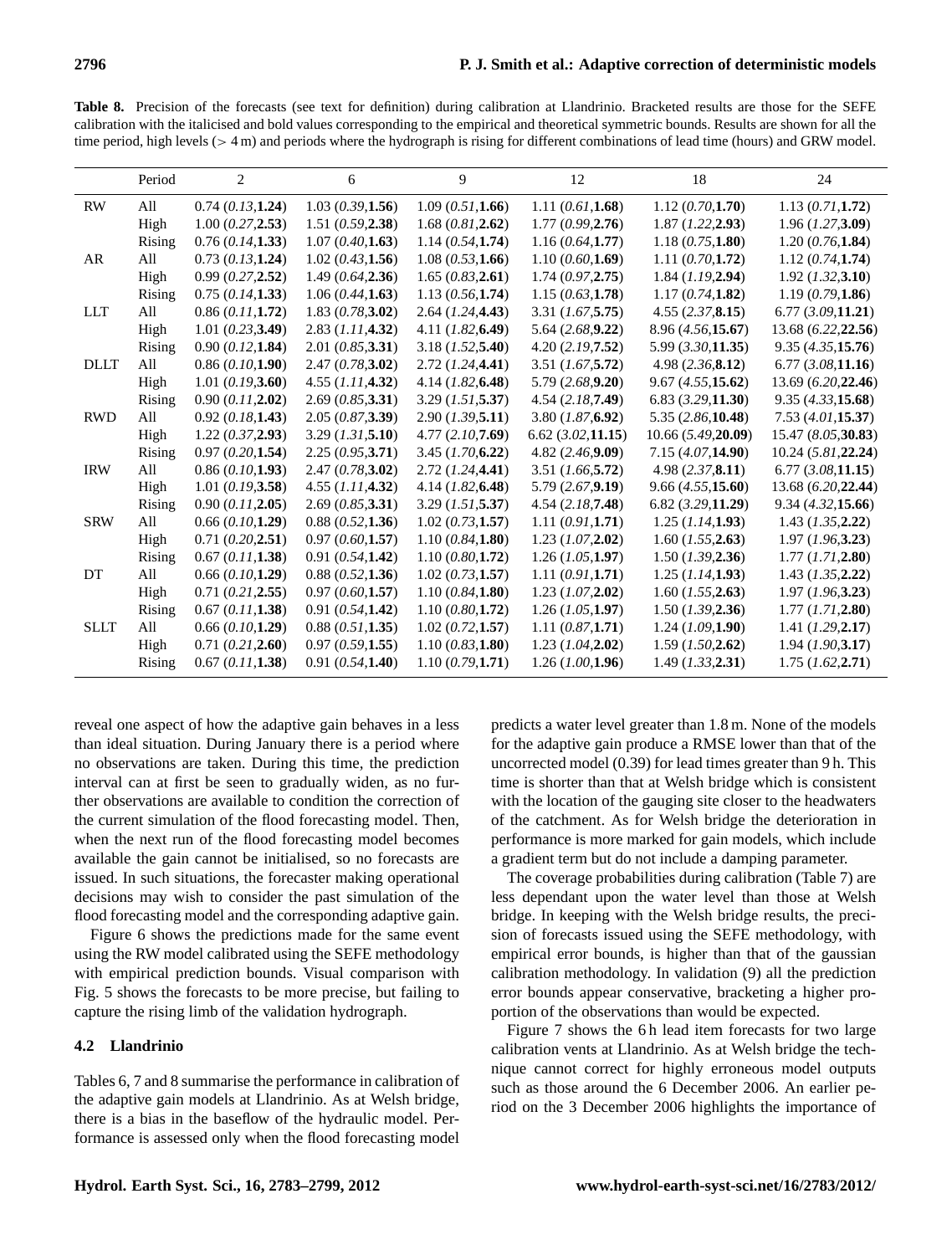**Table 8.** Precision of the forecasts (see text for definition) during calibration at Llandrinio. Bracketed results are those for the SEFE calibration with the italicised and bold values corresponding to the empirical and theoretical symmetric bounds. Results are shown for all the time period, high levels (> 4 m) and periods where the hydrograph is rising for different combinations of lead time (hours) and GRW model.

| | Period | 2 | 6 | 9 | 12 | 18 | 24 |
|---|---|---|---|---|---|---|---|
| RW | All | 0.74 (*0.13*,**1.24**) | 1.03 (*0.39*,**1.56**) | 1.09 (*0.51*,**1.66**) | 1.11 (*0.61*,**1.68**) | 1.12 (*0.70*,**1.70**) | 1.13 (*0.71*,**1.72**) |
| | High | 1.00 (*0.27*,**2.53**) | 1.51 (*0.59*,**2.38**) | 1.68 (*0.81*,**2.62**) | 1.77 (*0.99*,**2.76**) | 1.87 (*1.22*,**2.93**) | 1.96 (*1.27*,**3.09**) |
| | Rising | 0.76 (*0.14*,**1.33**) | 1.07 (*0.40*,**1.63**) | 1.14 (*0.54*,**1.74**) | 1.16 (*0.64*,**1.77**) | 1.18 (*0.75*,**1.80**) | 1.20 (*0.76*,**1.84**) |
| AR | All | 0.73 (*0.13*,**1.24**) | 1.02 (*0.43*,**1.56**) | 1.08 (*0.53*,**1.66**) | 1.10 (*0.60*,**1.69**) | 1.11 (*0.70*,**1.72**) | 1.12 (*0.74*,**1.74**) |
| | High | 0.99 (*0.27*,**2.52**) | 1.49 (*0.64*,**2.36**) | 1.65 (*0.83*,**2.61**) | 1.74 (*0.97*,**2.75**) | 1.84 (*1.19*,**2.94**) | 1.92 (*1.32*,**3.10**) |
| | Rising | 0.75 (*0.14*,**1.33**) | 1.06 (*0.44*,**1.63**) | 1.13 (*0.56*,**1.74**) | 1.15 (*0.63*,**1.78**) | 1.17 (*0.74*,**1.82**) | 1.19 (*0.79*,**1.86**) |
| LLT | All | 0.86 (*0.11*,**1.72**) | 1.83 (*0.78*,**3.02**) | 2.64 (*1.24*,**4.43**) | 3.31 (*1.67*,**5.75**) | 4.55 (*2.37*,**8.15**) | 6.77 (*3.09*,**11.21**) |
| | High | 1.01 (*0.23*,**3.49**) | 2.83 (*1.11*,**4.32**) | 4.11 (*1.82*,**6.49**) | 5.64 (*2.68*,**9.22**) | 8.96 (*4.56*,**15.67**) | 13.68 (*6.22*,**22.56**) |
| | Rising | 0.90 (*0.12*,**1.84**) | 2.01 (*0.85*,**3.31**) | 3.18 (*1.52*,**5.40**) | 4.20 (*2.19*,**7.52**) | 5.99 (*3.30*,**11.35**) | 9.35 (*4.35*,**15.76**) |
| DLLT | All | 0.86 (*0.10*,**1.90**) | 2.47 (*0.78*,**3.02**) | 2.72 (*1.24*,**4.41**) | 3.51 (*1.67*,**5.72**) | 4.98 (*2.36*,**8.12**) | 6.77 (*3.08*,**11.16**) |
| | High | 1.01 (*0.19*,**3.60**) | 4.55 (*1.11*,**4.32**) | 4.14 (*1.82*,**6.48**) | 5.79 (*2.68*,**9.20**) | 9.67 (*4.55*,**15.62**) | 13.69 (*6.20*,**22.46**) |
| | Rising | 0.90 (*0.11*,**2.02**) | 2.69 (*0.85*,**3.31**) | 3.29 (*1.51*,**5.37**) | 4.54 (*2.18*,**7.49**) | 6.83 (*3.29*,**11.30**) | 9.35 (*4.33*,**15.68**) |
| RWD | All | 0.92 (*0.18*,**1.43**) | 2.05 (*0.87*,**3.39**) | 2.90 (*1.39*,**5.11**) | 3.80 (*1.87*,**6.92**) | 5.35 (*2.86*,**10.48**) | 7.53 (*4.01*,**15.37**) |
| | High | 1.22 (*0.37*,**2.93**) | 3.29 (*1.31*,**5.10**) | 4.77 (*2.10*,**7.69**) | 6.62 (*3.02*,**11.15**) | 10.66 (*5.49*,**20.09**) | 15.47 (*8.05*,**30.83**) |
| | Rising | 0.97 (*0.20*,**1.54**) | 2.25 (*0.95*,**3.71**) | 3.45 (*1.70*,**6.22**) | 4.82 (*2.46*,**9.09**) | 7.15 (*4.07*,**14.90**) | 10.24 (*5.81*,**22.24**) |
| IRW | All | 0.86 (*0.10*,**1.93**) | 2.47 (*0.78*,**3.02**) | 2.72 (*1.24*,**4.41**) | 3.51 (*1.66*,**5.72**) | 4.98 (*2.37*,**8.11**) | 6.77 (*3.08*,**11.15**) |
| | High | 1.01 (*0.19*,**3.58**) | 4.55 (*1.11*,**4.32**) | 4.14 (*1.82*,**6.48**) | 5.79 (*2.67*,**9.19**) | 9.66 (*4.55*,**15.60**) | 13.68 (*6.20*,**22.44**) |
| | Rising | 0.90 (*0.11*,**2.05**) | 2.69 (*0.85*,**3.31**) | 3.29 (*1.51*,**5.37**) | 4.54 (*2.18*,**7.48**) | 6.82 (*3.29*,**11.29**) | 9.34 (*4.32*,**15.66**) |
| SRW | All | 0.66 (*0.10*,**1.29**) | 0.88 (*0.52*,**1.36**) | 1.02 (*0.73*,**1.57**) | 1.11 (*0.91*,**1.71**) | 1.25 (*1.14*,**1.93**) | 1.43 (*1.35*,**2.22**) |
| | High | 0.71 (*0.20*,**2.51**) | 0.97 (*0.60*,**1.57**) | 1.10 (*0.84*,**1.80**) | 1.23 (*1.07*,**2.02**) | 1.60 (*1.55*,**2.63**) | 1.97 (*1.96*,**3.23**) |
| | Rising | 0.67 (*0.11*,**1.38**) | 0.91 (*0.54*,**1.42**) | 1.10 (*0.80*,**1.72**) | 1.26 (*1.05*,**1.97**) | 1.50 (*1.39*,**2.36**) | 1.77 (*1.71*,**2.80**) |
| DT | All | 0.66 (*0.10*,**1.29**) | 0.88 (*0.52*,**1.36**) | 1.02 (*0.73*,**1.57**) | 1.11 (*0.91*,**1.71**) | 1.25 (*1.14*,**1.93**) | 1.43 (*1.35*,**2.22**) |
| | High | 0.71 (*0.21*,**2.55**) | 0.97 (*0.60*,**1.57**) | 1.10 (*0.84*,**1.80**) | 1.23 (*1.07*,**2.02**) | 1.60 (*1.55*,**2.63**) | 1.97 (*1.96*,**3.23**) |
| | Rising | 0.67 (*0.11*,**1.38**) | 0.91 (*0.54*,**1.42**) | 1.10 (*0.80*,**1.72**) | 1.26 (*1.05*,**1.97**) | 1.50 (*1.39*,**2.36**) | 1.77 (*1.71*,**2.80**) |
| SLLT | All | 0.66 (*0.10*,**1.29**) | 0.88 (*0.51*,**1.35**) | 1.02 (*0.72*,**1.57**) | 1.11 (*0.87*,**1.71**) | 1.24 (*1.09*,**1.90**) | 1.41 (*1.29*,**2.17**) |
| | High | 0.71 (*0.21*,**2.60**) | 0.97 (*0.59*,**1.55**) | 1.10 (*0.83*,**1.80**) | 1.23 (*1.04*,**2.02**) | 1.59 (*1.50*,**2.62**) | 1.94 (*1.90*,**3.17**) |
| | Rising | 0.67 (*0.11*,**1.38**) | 0.91 (*0.54*,**1.40**) | 1.10 (*0.79*,**1.71**) | 1.26 (*1.00*,**1.96**) | 1.49 (*1.33*,**2.31**) | 1.75 (*1.62*,**2.71**) |

reveal one aspect of how the adaptive gain behaves in a less than ideal situation. During January there is a period where no observations are taken. During this time, the prediction interval can at first be seen to gradually widen, as no further observations are available to condition the correction of the current simulation of the flood forecasting model. Then, when the next run of the flood forecasting model becomes available the gain cannot be initialised, so no forecasts are issued. In such situations, the forecaster making operational decisions may wish to consider the past simulation of the flood forecasting model and the corresponding adaptive gain.

Figure 6 shows the predictions made for the same event using the RW model calibrated using the SEFE methodology with empirical prediction bounds. Visual comparison with Fig. 5 shows the forecasts to be more precise, but failing to capture the rising limb of the validation hydrograph.

### 4.2 Llandrinio

Tables 6, 7 and 8 summarise the performance in calibration of the adaptive gain models at Llandrinio. As at Welsh bridge, there is a bias in the baseflow of the hydraulic model. Performance is assessed only when the flood forecasting model predicts a water level greater than 1.8 m. None of the models for the adaptive gain produce a RMSE lower than that of the uncorrected model (0.39) for lead times greater than 9 h. This time is shorter than that at Welsh bridge which is consistent with the location of the gauging site closer to the headwaters of the catchment. As for Welsh bridge the deterioration in performance is more marked for gain models, which include a gradient term but do not include a damping parameter.

The coverage probabilities during calibration (Table 7) are less dependant upon the water level than those at Welsh bridge. In keeping with the Welsh bridge results, the precision of forecasts issued using the SEFE methodology, with empirical error bounds, is higher than that of the gaussian calibration methodology. In validation (9) all the prediction error bounds appear conservative, bracketing a higher proportion of the observations than would be expected.

Figure 7 shows the 6 h lead item forecasts for two large calibration vents at Llandrinio. As at Welsh bridge the technique cannot correct for highly erroneous model outputs such as those around the 6 December 2006. An earlier period on the 3 December 2006 highlights the importance of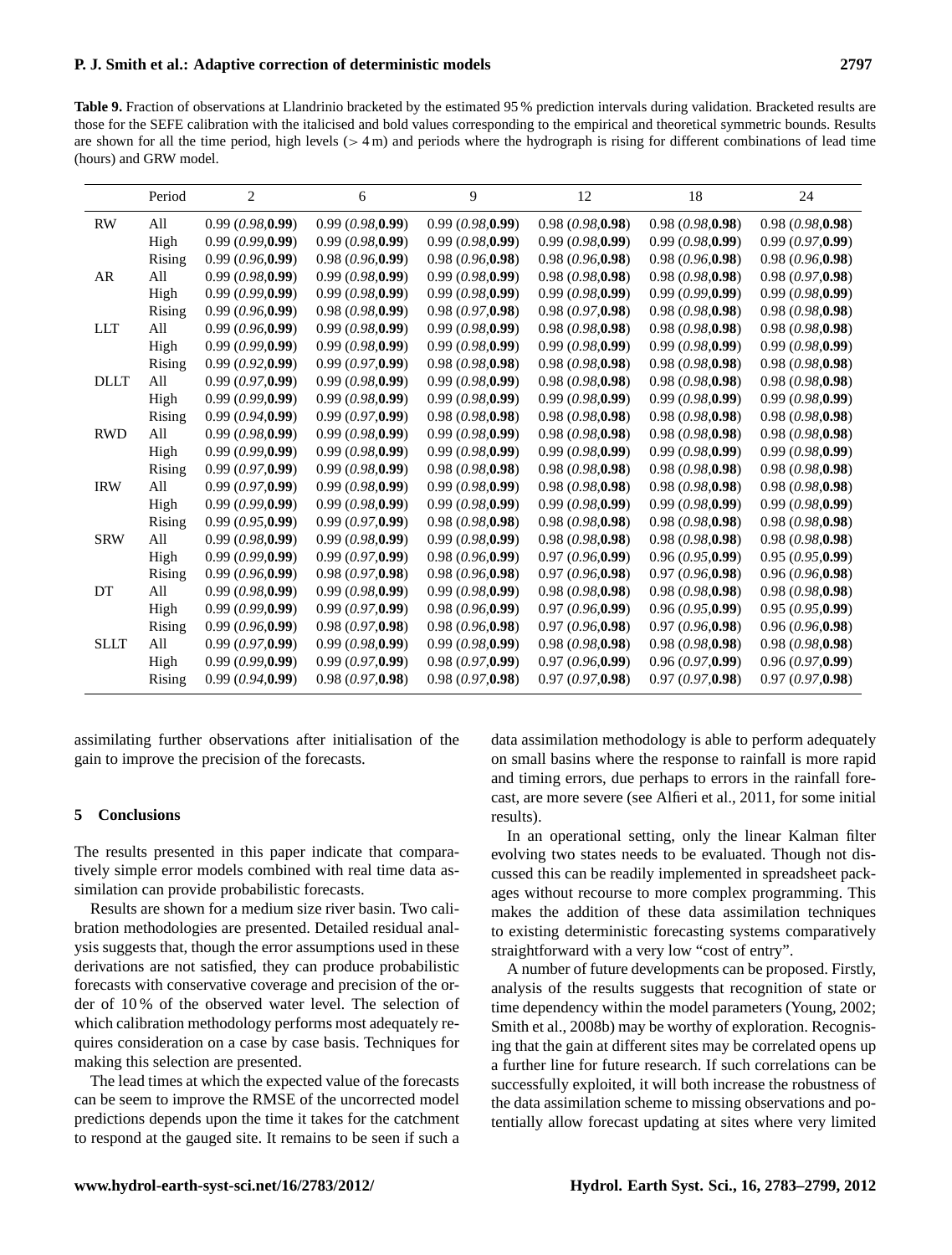**Table 9.** Fraction of observations at Llandrinio bracketed by the estimated 95 % prediction intervals during validation. Bracketed results are those for the SEFE calibration with the italicised and bold values corresponding to the empirical and theoretical symmetric bounds. Results are shown for all the time period, high levels (> 4 m) and periods where the hydrograph is rising for different combinations of lead time (hours) and GRW model.

| | Period | 2 | 6 | 9 | 12 | 18 | 24 |
|---|---|---|---|---|---|---|---|
| RW | All | 0.99 (*0.98*,**0.99**) | 0.99 (*0.98*,**0.99**) | 0.99 (*0.98*,**0.99**) | 0.98 (*0.98*,**0.98**) | 0.98 (*0.98*,**0.98**) | 0.98 (*0.98*,**0.98**) |
| | High | 0.99 (*0.99*,**0.99**) | 0.99 (*0.98*,**0.99**) | 0.99 (*0.98*,**0.99**) | 0.99 (*0.98*,**0.99**) | 0.99 (*0.98*,**0.99**) | 0.99 (*0.97*,**0.99**) |
| | Rising | 0.99 (*0.96*,**0.99**) | 0.98 (*0.96*,**0.99**) | 0.98 (*0.96*,**0.98**) | 0.98 (*0.96*,**0.98**) | 0.98 (*0.96*,**0.98**) | 0.98 (*0.96*,**0.98**) |
| AR | All | 0.99 (*0.98*,**0.99**) | 0.99 (*0.98*,**0.99**) | 0.99 (*0.98*,**0.99**) | 0.98 (*0.98*,**0.98**) | 0.98 (*0.98*,**0.98**) | 0.98 (*0.97*,**0.98**) |
| | High | 0.99 (*0.99*,**0.99**) | 0.99 (*0.98*,**0.99**) | 0.99 (*0.98*,**0.99**) | 0.99 (*0.98*,**0.99**) | 0.99 (*0.99*,**0.99**) | 0.99 (*0.98*,**0.99**) |
| | Rising | 0.99 (*0.96*,**0.99**) | 0.98 (*0.98*,**0.99**) | 0.98 (*0.97*,**0.98**) | 0.98 (*0.97*,**0.98**) | 0.98 (*0.98*,**0.98**) | 0.98 (*0.98*,**0.98**) |
| LLT | All | 0.99 (*0.96*,**0.99**) | 0.99 (*0.98*,**0.99**) | 0.99 (*0.98*,**0.99**) | 0.98 (*0.98*,**0.98**) | 0.98 (*0.98*,**0.98**) | 0.98 (*0.98*,**0.98**) |
| | High | 0.99 (*0.99*,**0.99**) | 0.99 (*0.98*,**0.99**) | 0.99 (*0.98*,**0.99**) | 0.99 (*0.98*,**0.99**) | 0.99 (*0.98*,**0.99**) | 0.99 (*0.98*,**0.99**) |
| | Rising | 0.99 (*0.92*,**0.99**) | 0.99 (*0.97*,**0.99**) | 0.98 (*0.98*,**0.98**) | 0.98 (*0.98*,**0.98**) | 0.98 (*0.98*,**0.98**) | 0.98 (*0.98*,**0.98**) |
| DLLT | All | 0.99 (*0.97*,**0.99**) | 0.99 (*0.98*,**0.99**) | 0.99 (*0.98*,**0.99**) | 0.98 (*0.98*,**0.98**) | 0.98 (*0.98*,**0.98**) | 0.98 (*0.98*,**0.98**) |
| | High | 0.99 (*0.99*,**0.99**) | 0.99 (*0.98*,**0.99**) | 0.99 (*0.98*,**0.99**) | 0.99 (*0.98*,**0.99**) | 0.99 (*0.98*,**0.99**) | 0.99 (*0.98*,**0.99**) |
| | Rising | 0.99 (*0.94*,**0.99**) | 0.99 (*0.97*,**0.99**) | 0.98 (*0.98*,**0.98**) | 0.98 (*0.98*,**0.98**) | 0.98 (*0.98*,**0.98**) | 0.98 (*0.98*,**0.98**) |
| RWD | All | 0.99 (*0.98*,**0.99**) | 0.99 (*0.98*,**0.99**) | 0.99 (*0.98*,**0.99**) | 0.98 (*0.98*,**0.98**) | 0.98 (*0.98*,**0.98**) | 0.98 (*0.98*,**0.98**) |
| | High | 0.99 (*0.99*,**0.99**) | 0.99 (*0.98*,**0.99**) | 0.99 (*0.98*,**0.99**) | 0.99 (*0.98*,**0.99**) | 0.99 (*0.98*,**0.99**) | 0.99 (*0.98*,**0.99**) |
| | Rising | 0.99 (*0.97*,**0.99**) | 0.99 (*0.98*,**0.99**) | 0.98 (*0.98*,**0.98**) | 0.98 (*0.98*,**0.98**) | 0.98 (*0.98*,**0.98**) | 0.98 (*0.98*,**0.98**) |
| IRW | All | 0.99 (*0.97*,**0.99**) | 0.99 (*0.98*,**0.99**) | 0.99 (*0.98*,**0.99**) | 0.98 (*0.98*,**0.98**) | 0.98 (*0.98*,**0.98**) | 0.98 (*0.98*,**0.98**) |
| | High | 0.99 (*0.99*,**0.99**) | 0.99 (*0.98*,**0.99**) | 0.99 (*0.98*,**0.99**) | 0.99 (*0.98*,**0.99**) | 0.99 (*0.98*,**0.99**) | 0.99 (*0.98*,**0.99**) |
| | Rising | 0.99 (*0.95*,**0.99**) | 0.99 (*0.97*,**0.99**) | 0.98 (*0.98*,**0.98**) | 0.98 (*0.98*,**0.98**) | 0.98 (*0.98*,**0.98**) | 0.98 (*0.98*,**0.98**) |
| SRW | All | 0.99 (*0.98*,**0.99**) | 0.99 (*0.98*,**0.99**) | 0.99 (*0.98*,**0.99**) | 0.98 (*0.98*,**0.98**) | 0.98 (*0.98*,**0.98**) | 0.98 (*0.98*,**0.98**) |
| | High | 0.99 (*0.99*,**0.99**) | 0.99 (*0.97*,**0.99**) | 0.98 (*0.96*,**0.99**) | 0.97 (*0.96*,**0.99**) | 0.96 (*0.95*,**0.99**) | 0.95 (*0.95*,**0.99**) |
| | Rising | 0.99 (*0.96*,**0.99**) | 0.98 (*0.97*,**0.98**) | 0.98 (*0.96*,**0.98**) | 0.97 (*0.96*,**0.98**) | 0.97 (*0.96*,**0.98**) | 0.96 (*0.96*,**0.98**) |
| DT | All | 0.99 (*0.98*,**0.99**) | 0.99 (*0.98*,**0.99**) | 0.99 (*0.98*,**0.99**) | 0.98 (*0.98*,**0.98**) | 0.98 (*0.98*,**0.98**) | 0.98 (*0.98*,**0.98**) |
| | High | 0.99 (*0.99*,**0.99**) | 0.99 (*0.97*,**0.99**) | 0.98 (*0.96*,**0.99**) | 0.97 (*0.96*,**0.99**) | 0.96 (*0.95*,**0.99**) | 0.95 (*0.95*,**0.99**) |
| | Rising | 0.99 (*0.96*,**0.99**) | 0.98 (*0.97*,**0.98**) | 0.98 (*0.96*,**0.98**) | 0.97 (*0.96*,**0.98**) | 0.97 (*0.96*,**0.98**) | 0.96 (*0.96*,**0.98**) |
| SLLT | All | 0.99 (*0.97*,**0.99**) | 0.99 (*0.98*,**0.99**) | 0.99 (*0.98*,**0.99**) | 0.98 (*0.98*,**0.98**) | 0.98 (*0.98*,**0.98**) | 0.98 (*0.98*,**0.98**) |
| | High | 0.99 (*0.99*,**0.99**) | 0.99 (*0.97*,**0.99**) | 0.98 (*0.97*,**0.99**) | 0.97 (*0.96*,**0.99**) | 0.96 (*0.97*,**0.99**) | 0.96 (*0.97*,**0.99**) |
| | Rising | 0.99 (*0.94*,**0.99**) | 0.98 (*0.97*,**0.98**) | 0.98 (*0.97*,**0.98**) | 0.97 (*0.97*,**0.98**) | 0.97 (*0.97*,**0.98**) | 0.97 (*0.97*,**0.98**) |

assimilating further observations after initialisation of the gain to improve the precision of the forecasts.

## 5 Conclusions

The results presented in this paper indicate that comparatively simple error models combined with real time data assimilation can provide probabilistic forecasts.

Results are shown for a medium size river basin. Two calibration methodologies are presented. Detailed residual analysis suggests that, though the error assumptions used in these derivations are not satisfied, they can produce probabilistic forecasts with conservative coverage and precision of the order of 10 % of the observed water level. The selection of which calibration methodology performs most adequately requires consideration on a case by case basis. Techniques for making this selection are presented.

The lead times at which the expected value of the forecasts can be seem to improve the RMSE of the uncorrected model predictions depends upon the time it takes for the catchment to respond at the gauged site. It remains to be seen if such a data assimilation methodology is able to perform adequately on small basins where the response to rainfall is more rapid and timing errors, due perhaps to errors in the rainfall forecast, are more severe (see Alfieri et al., 2011, for some initial results).

In an operational setting, only the linear Kalman filter evolving two states needs to be evaluated. Though not discussed this can be readily implemented in spreadsheet packages without recourse to more complex programming. This makes the addition of these data assimilation techniques to existing deterministic forecasting systems comparatively straightforward with a very low "cost of entry".

A number of future developments can be proposed. Firstly, analysis of the results suggests that recognition of state or time dependency within the model parameters (Young, 2002; Smith et al., 2008b) may be worthy of exploration. Recognising that the gain at different sites may be correlated opens up a further line for future research. If such correlations can be successfully exploited, it will both increase the robustness of the data assimilation scheme to missing observations and potentially allow forecast updating at sites where very limited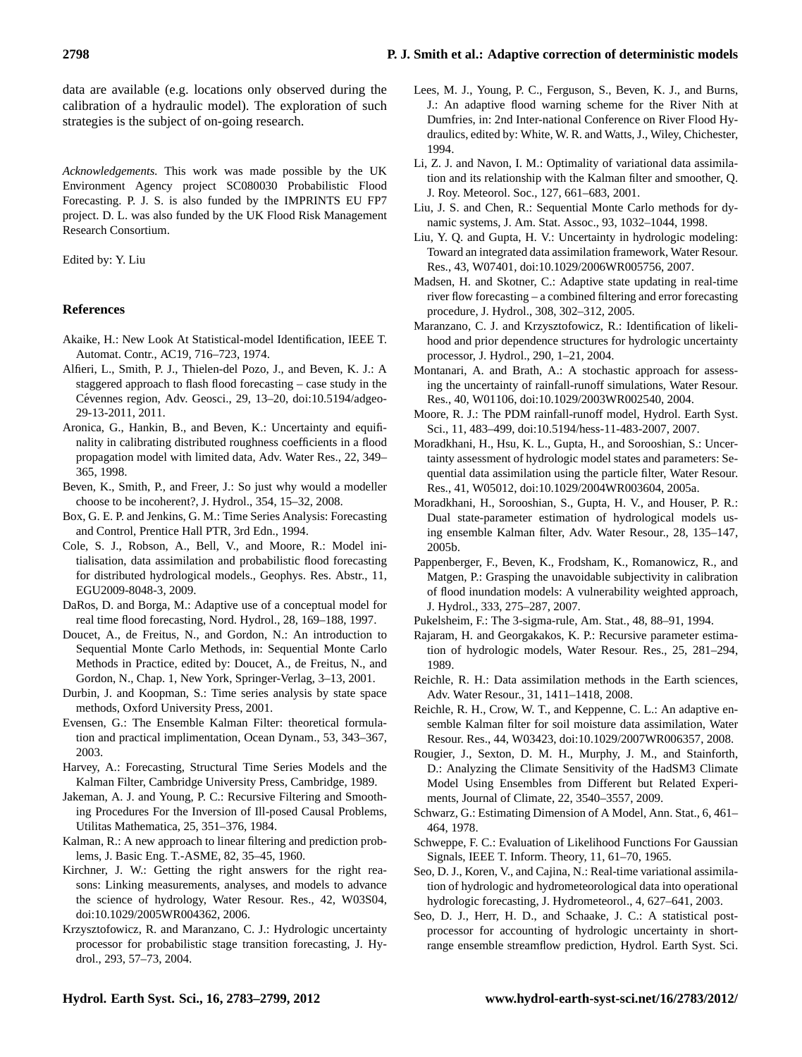data are available (e.g. locations only observed during the calibration of a hydraulic model). The exploration of such strategies is the subject of on-going research.

*Acknowledgements.* This work was made possible by the UK Environment Agency project SC080030 Probabilistic Flood Forecasting. P. J. S. is also funded by the IMPRINTS EU FP7 project. D. L. was also funded by the UK Flood Risk Management Research Consortium.

Edited by: Y. Liu

## References

Akaike, H.: New Look At Statistical-model Identification, IEEE T. Automat. Contr., AC19, 716–723, 1974.

Alfieri, L., Smith, P. J., Thielen-del Pozo, J., and Beven, K. J.: A staggered approach to flash flood forecasting – case study in the Cévennes region, Adv. Geosci., 29, 13–20, doi:10.5194/adgeo-29-13-2011, 2011.

Aronica, G., Hankin, B., and Beven, K.: Uncertainty and equifinality in calibrating distributed roughness coefficients in a flood propagation model with limited data, Adv. Water Res., 22, 349–365, 1998.

Beven, K., Smith, P., and Freer, J.: So just why would a modeller choose to be incoherent?, J. Hydrol., 354, 15–32, 2008.

Box, G. E. P. and Jenkins, G. M.: Time Series Analysis: Forecasting and Control, Prentice Hall PTR, 3rd Edn., 1994.

Cole, S. J., Robson, A., Bell, V., and Moore, R.: Model initialisation, data assimilation and probabilistic flood forecasting for distributed hydrological models., Geophys. Res. Abstr., 11, EGU2009-8048-3, 2009.

DaRos, D. and Borga, M.: Adaptive use of a conceptual model for real time flood forecasting, Nord. Hydrol., 28, 169–188, 1997.

Doucet, A., de Freitus, N., and Gordon, N.: An introduction to Sequential Monte Carlo Methods, in: Sequential Monte Carlo Methods in Practice, edited by: Doucet, A., de Freitus, N., and Gordon, N., Chap. 1, New York, Springer-Verlag, 3–13, 2001.

Durbin, J. and Koopman, S.: Time series analysis by state space methods, Oxford University Press, 2001.

Evensen, G.: The Ensemble Kalman Filter: theoretical formulation and practical implimentation, Ocean Dynam., 53, 343–367, 2003.

Harvey, A.: Forecasting, Structural Time Series Models and the Kalman Filter, Cambridge University Press, Cambridge, 1989.

Jakeman, A. J. and Young, P. C.: Recursive Filtering and Smoothing Procedures For the Inversion of Ill-posed Causal Problems, Utilitas Mathematica, 25, 351–376, 1984.

Kalman, R.: A new approach to linear filtering and prediction problems, J. Basic Eng. T.-ASME, 82, 35–45, 1960.

Kirchner, J. W.: Getting the right answers for the right reasons: Linking measurements, analyses, and models to advance the science of hydrology, Water Resour. Res., 42, W03S04, doi:10.1029/2005WR004362, 2006.

Krzysztofowicz, R. and Maranzano, C. J.: Hydrologic uncertainty processor for probabilistic stage transition forecasting, J. Hydrol., 293, 57–73, 2004.

Lees, M. J., Young, P. C., Ferguson, S., Beven, K. J., and Burns, J.: An adaptive flood warning scheme for the River Nith at Dumfries, in: 2nd Inter-national Conference on River Flood Hydraulics, edited by: White, W. R. and Watts, J., Wiley, Chichester, 1994.

Li, Z. J. and Navon, I. M.: Optimality of variational data assimilation and its relationship with the Kalman filter and smoother, Q. J. Roy. Meteorol. Soc., 127, 661–683, 2001.

Liu, J. S. and Chen, R.: Sequential Monte Carlo methods for dynamic systems, J. Am. Stat. Assoc., 93, 1032–1044, 1998.

Liu, Y. Q. and Gupta, H. V.: Uncertainty in hydrologic modeling: Toward an integrated data assimilation framework, Water Resour. Res., 43, W07401, doi:10.1029/2006WR005756, 2007.

Madsen, H. and Skotner, C.: Adaptive state updating in real-time river flow forecasting – a combined filtering and error forecasting procedure, J. Hydrol., 308, 302–312, 2005.

Maranzano, C. J. and Krzysztofowicz, R.: Identification of likelihood and prior dependence structures for hydrologic uncertainty processor, J. Hydrol., 290, 1–21, 2004.

Montanari, A. and Brath, A.: A stochastic approach for assessing the uncertainty of rainfall-runoff simulations, Water Resour. Res., 40, W01106, doi:10.1029/2003WR002540, 2004.

Moore, R. J.: The PDM rainfall-runoff model, Hydrol. Earth Syst. Sci., 11, 483–499, doi:10.5194/hess-11-483-2007, 2007.

Moradkhani, H., Hsu, K. L., Gupta, H., and Sorooshian, S.: Uncertainty assessment of hydrologic model states and parameters: Sequential data assimilation using the particle filter, Water Resour. Res., 41, W05012, doi:10.1029/2004WR003604, 2005a.

Moradkhani, H., Sorooshian, S., Gupta, H. V., and Houser, P. R.: Dual state-parameter estimation of hydrological models using ensemble Kalman filter, Adv. Water Resour., 28, 135–147, 2005b.

Pappenberger, F., Beven, K., Frodsham, K., Romanowicz, R., and Matgen, P.: Grasping the unavoidable subjectivity in calibration of flood inundation models: A vulnerability weighted approach, J. Hydrol., 333, 275–287, 2007.

Pukelsheim, F.: The 3-sigma-rule, Am. Stat., 48, 88–91, 1994.

Rajaram, H. and Georgakakos, K. P.: Recursive parameter estimation of hydrologic models, Water Resour. Res., 25, 281–294, 1989.

Reichle, R. H.: Data assimilation methods in the Earth sciences, Adv. Water Resour., 31, 1411–1418, 2008.

Reichle, R. H., Crow, W. T., and Keppenne, C. L.: An adaptive ensemble Kalman filter for soil moisture data assimilation, Water Resour. Res., 44, W03423, doi:10.1029/2007WR006357, 2008.

Rougier, J., Sexton, D. M. H., Murphy, J. M., and Stainforth, D.: Analyzing the Climate Sensitivity of the HadSM3 Climate Model Using Ensembles from Different but Related Experiments, Journal of Climate, 22, 3540–3557, 2009.

Schwarz, G.: Estimating Dimension of A Model, Ann. Stat., 6, 461–464, 1978.

Schweppe, F. C.: Evaluation of Likelihood Functions For Gaussian Signals, IEEE T. Inform. Theory, 11, 61–70, 1965.

Seo, D. J., Koren, V., and Cajina, N.: Real-time variational assimilation of hydrologic and hydrometeorological data into operational hydrologic forecasting, J. Hydrometeorol., 4, 627–641, 2003.

Seo, D. J., Herr, H. D., and Schaake, J. C.: A statistical post-processor for accounting of hydrologic uncertainty in short-range ensemble streamflow prediction, Hydrol. Earth Syst. Sci.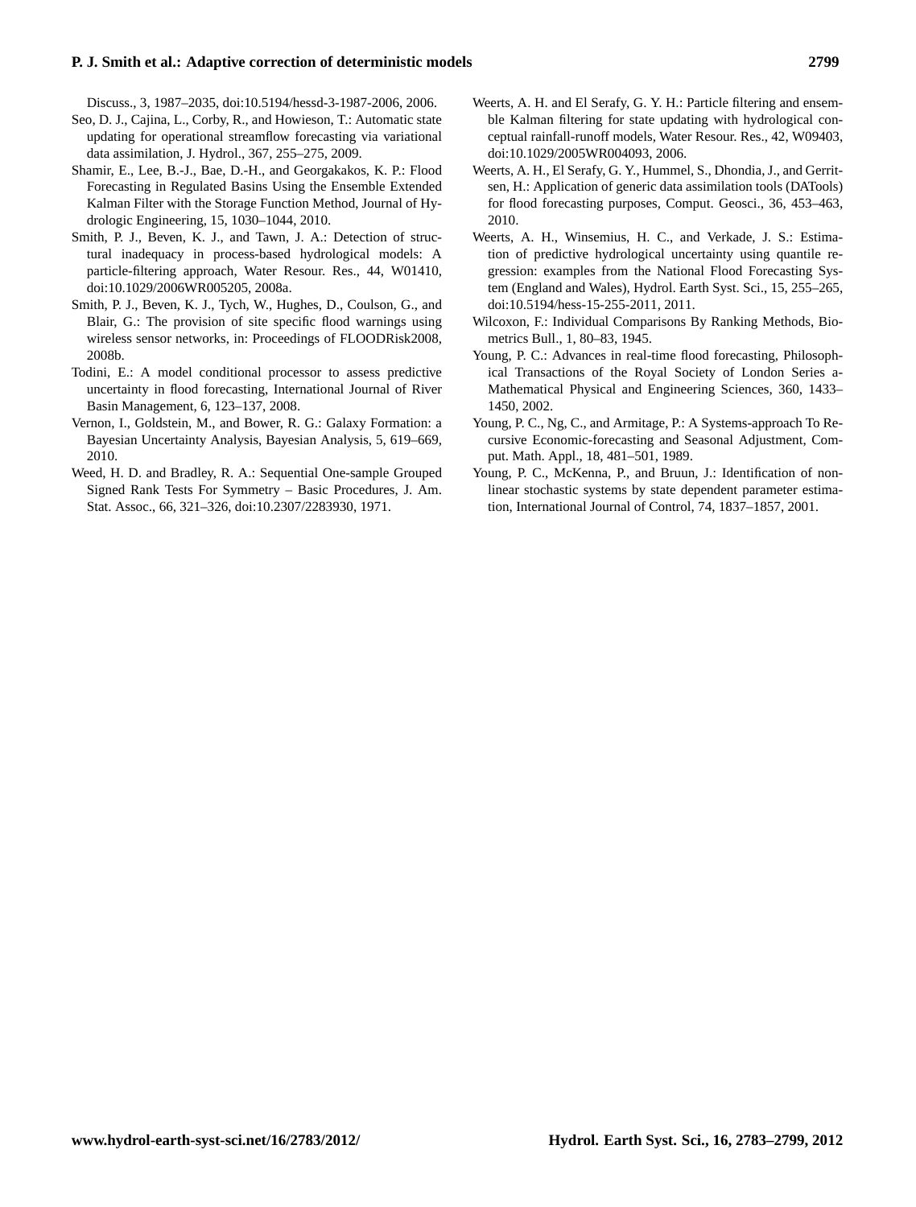Discuss., 3, 1987–2035, doi:10.5194/hessd-3-1987-2006, 2006.

Seo, D. J., Cajina, L., Corby, R., and Howieson, T.: Automatic state updating for operational streamflow forecasting via variational data assimilation, J. Hydrol., 367, 255–275, 2009.

Shamir, E., Lee, B.-J., Bae, D.-H., and Georgakakos, K. P.: Flood Forecasting in Regulated Basins Using the Ensemble Extended Kalman Filter with the Storage Function Method, Journal of Hydrologic Engineering, 15, 1030–1044, 2010.

Smith, P. J., Beven, K. J., and Tawn, J. A.: Detection of structural inadequacy in process-based hydrological models: A particle-filtering approach, Water Resour. Res., 44, W01410, doi:10.1029/2006WR005205, 2008a.

Smith, P. J., Beven, K. J., Tych, W., Hughes, D., Coulson, G., and Blair, G.: The provision of site specific flood warnings using wireless sensor networks, in: Proceedings of FLOODRisk2008, 2008b.

Todini, E.: A model conditional processor to assess predictive uncertainty in flood forecasting, International Journal of River Basin Management, 6, 123–137, 2008.

Vernon, I., Goldstein, M., and Bower, R. G.: Galaxy Formation: a Bayesian Uncertainty Analysis, Bayesian Analysis, 5, 619–669, 2010.

Weed, H. D. and Bradley, R. A.: Sequential One-sample Grouped Signed Rank Tests For Symmetry – Basic Procedures, J. Am. Stat. Assoc., 66, 321–326, doi:10.2307/2283930, 1971.

Weerts, A. H. and El Serafy, G. Y. H.: Particle filtering and ensemble Kalman filtering for state updating with hydrological conceptual rainfall-runoff models, Water Resour. Res., 42, W09403, doi:10.1029/2005WR004093, 2006.

Weerts, A. H., El Serafy, G. Y., Hummel, S., Dhondia, J., and Gerritsen, H.: Application of generic data assimilation tools (DATools) for flood forecasting purposes, Comput. Geosci., 36, 453–463, 2010.

Weerts, A. H., Winsemius, H. C., and Verkade, J. S.: Estimation of predictive hydrological uncertainty using quantile regression: examples from the National Flood Forecasting System (England and Wales), Hydrol. Earth Syst. Sci., 15, 255–265, doi:10.5194/hess-15-255-2011, 2011.

Wilcoxon, F.: Individual Comparisons By Ranking Methods, Biometrics Bull., 1, 80–83, 1945.

Young, P. C.: Advances in real-time flood forecasting, Philosophical Transactions of the Royal Society of London Series a-Mathematical Physical and Engineering Sciences, 360, 1433–1450, 2002.

Young, P. C., Ng, C., and Armitage, P.: A Systems-approach To Recursive Economic-forecasting and Seasonal Adjustment, Comput. Math. Appl., 18, 481–501, 1989.

Young, P. C., McKenna, P., and Bruun, J.: Identification of nonlinear stochastic systems by state dependent parameter estimation, International Journal of Control, 74, 1837–1857, 2001.